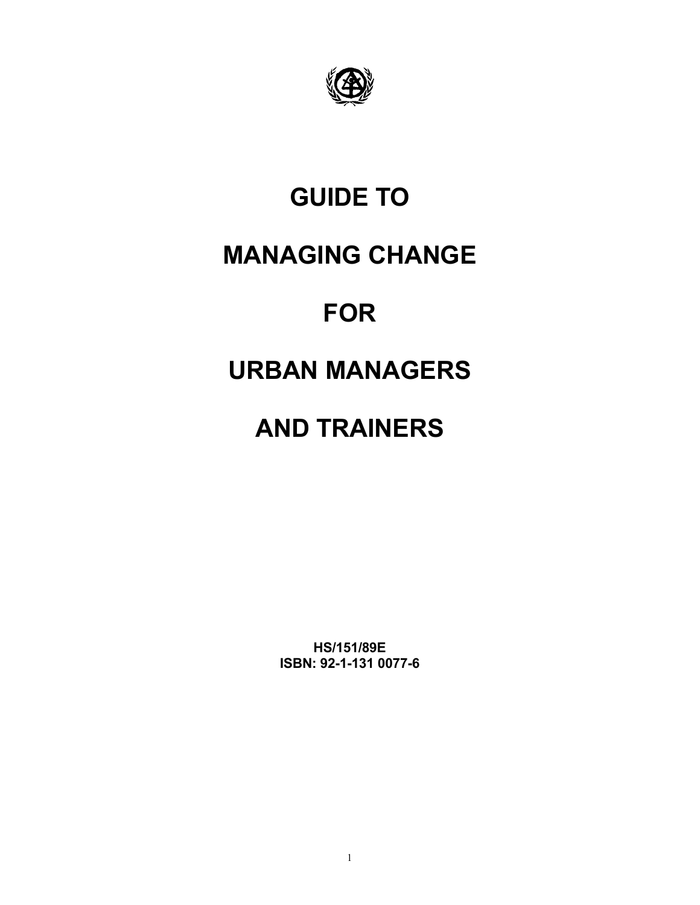# GUIDE TO

# MANAGING CHANGE

# FOR

# URBAN MANAGERS

# AND TRAINERS

**HS/151/89E**
**ISBN: 92-1-131 0077-6**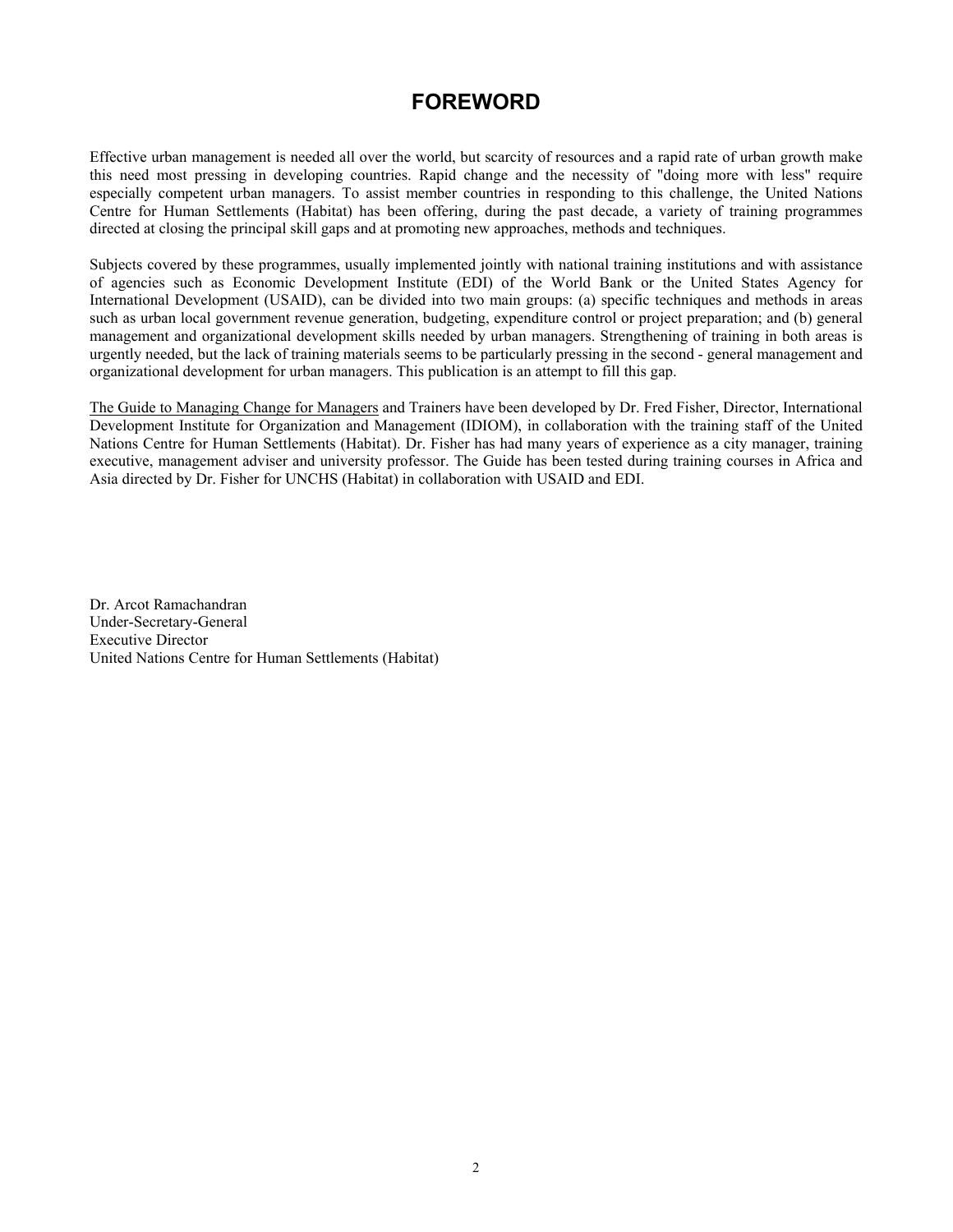# FOREWORD

Effective urban management is needed all over the world, but scarcity of resources and a rapid rate of urban growth make this need most pressing in developing countries. Rapid change and the necessity of "doing more with less" require especially competent urban managers. To assist member countries in responding to this challenge, the United Nations Centre for Human Settlements (Habitat) has been offering, during the past decade, a variety of training programmes directed at closing the principal skill gaps and at promoting new approaches, methods and techniques.

Subjects covered by these programmes, usually implemented jointly with national training institutions and with assistance of agencies such as Economic Development Institute (EDI) of the World Bank or the United States Agency for International Development (USAID), can be divided into two main groups: (a) specific techniques and methods in areas such as urban local government revenue generation, budgeting, expenditure control or project preparation; and (b) general management and organizational development skills needed by urban managers. Strengthening of training in both areas is urgently needed, but the lack of training materials seems to be particularly pressing in the second - general management and organizational development for urban managers. This publication is an attempt to fill this gap.

The Guide to Managing Change for Managers and Trainers have been developed by Dr. Fred Fisher, Director, International Development Institute for Organization and Management (IDIOM), in collaboration with the training staff of the United Nations Centre for Human Settlements (Habitat). Dr. Fisher has had many years of experience as a city manager, training executive, management adviser and university professor. The Guide has been tested during training courses in Africa and Asia directed by Dr. Fisher for UNCHS (Habitat) in collaboration with USAID and EDI.

Dr. Arcot Ramachandran  
Under-Secretary-General  
Executive Director  
United Nations Centre for Human Settlements (Habitat)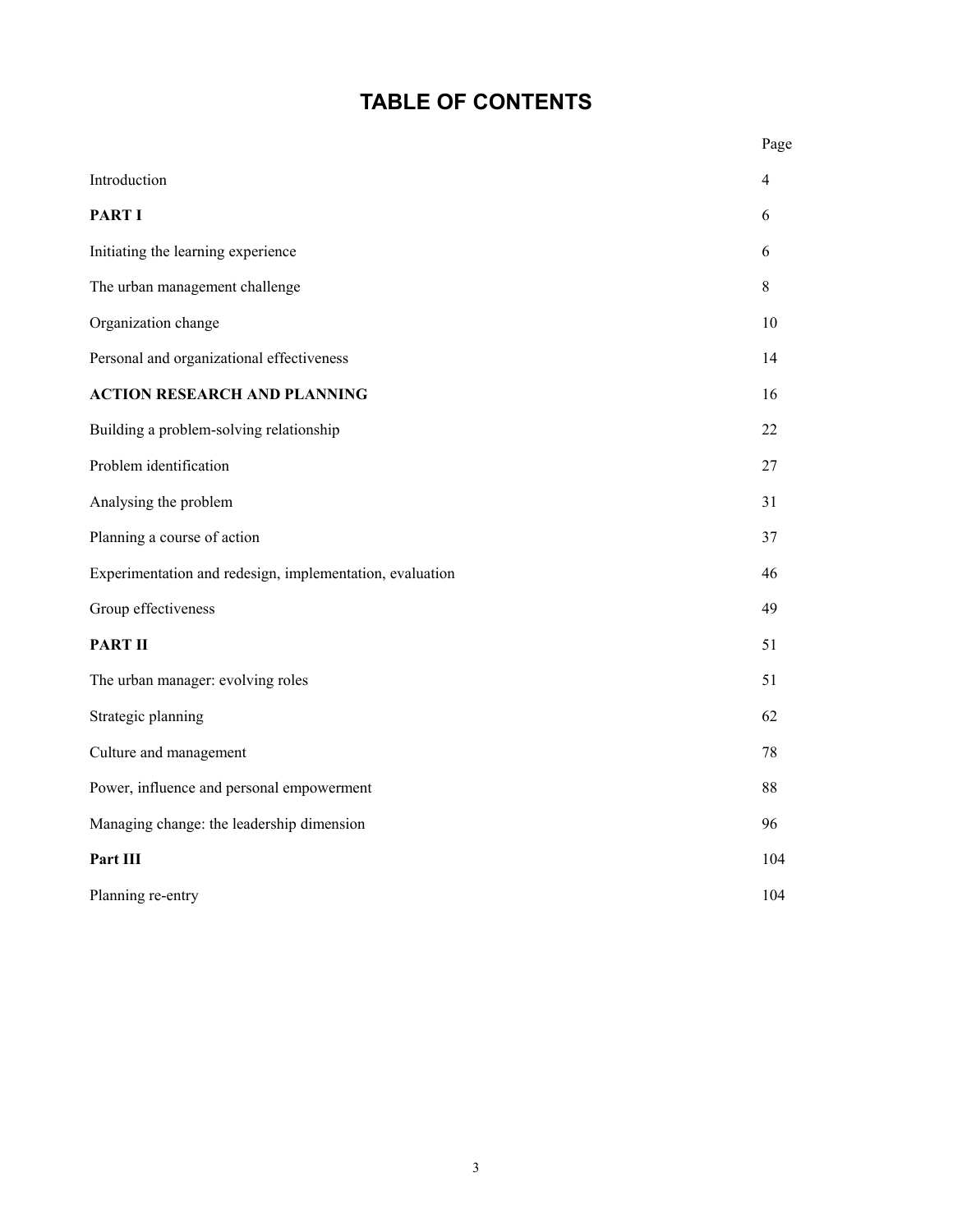# TABLE OF CONTENTS

| | Page |
|---|---|
| Introduction | 4 |
| **PART I** | 6 |
| Initiating the learning experience | 6 |
| The urban management challenge | 8 |
| Organization change | 10 |
| Personal and organizational effectiveness | 14 |
| **ACTION RESEARCH AND PLANNING** | 16 |
| Building a problem-solving relationship | 22 |
| Problem identification | 27 |
| Analysing the problem | 31 |
| Planning a course of action | 37 |
| Experimentation and redesign, implementation, evaluation | 46 |
| Group effectiveness | 49 |
| **PART II** | 51 |
| The urban manager: evolving roles | 51 |
| Strategic planning | 62 |
| Culture and management | 78 |
| Power, influence and personal empowerment | 88 |
| Managing change: the leadership dimension | 96 |
| **Part III** | 104 |
| Planning re-entry | 104 |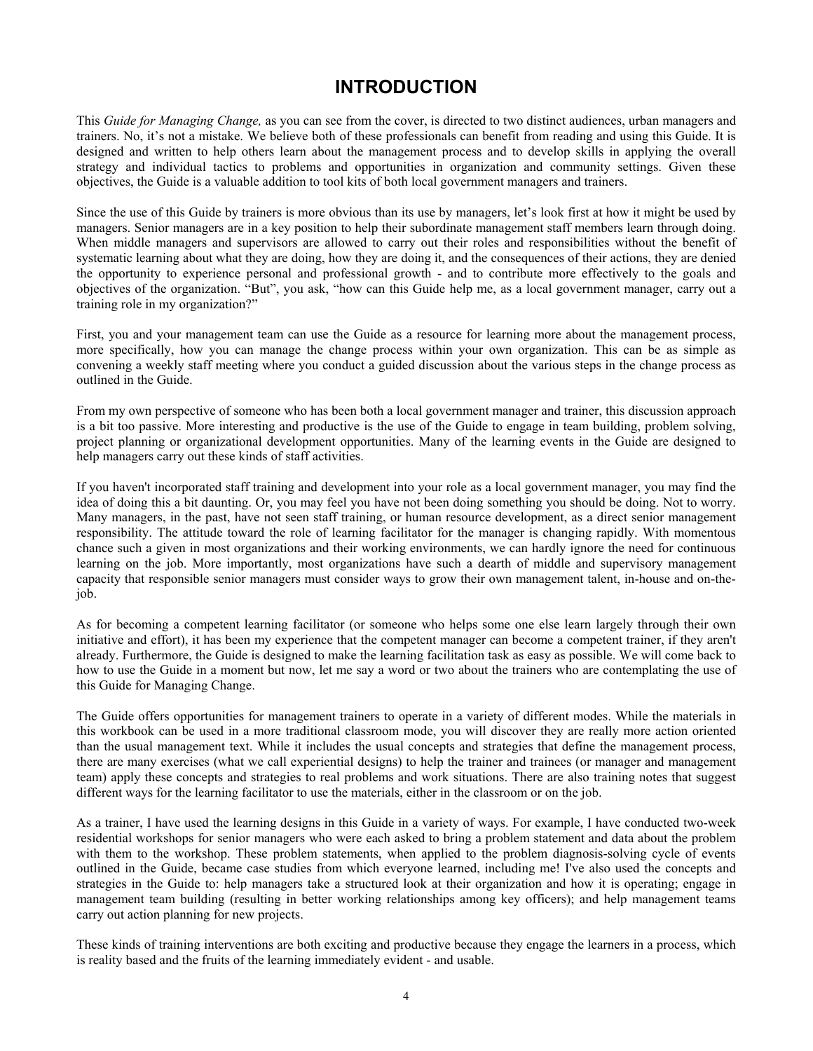# INTRODUCTION

This *Guide for Managing Change,* as you can see from the cover, is directed to two distinct audiences, urban managers and trainers. No, it's not a mistake. We believe both of these professionals can benefit from reading and using this Guide. It is designed and written to help others learn about the management process and to develop skills in applying the overall strategy and individual tactics to problems and opportunities in organization and community settings. Given these objectives, the Guide is a valuable addition to tool kits of both local government managers and trainers.

Since the use of this Guide by trainers is more obvious than its use by managers, let's look first at how it might be used by managers. Senior managers are in a key position to help their subordinate management staff members learn through doing. When middle managers and supervisors are allowed to carry out their roles and responsibilities without the benefit of systematic learning about what they are doing, how they are doing it, and the consequences of their actions, they are denied the opportunity to experience personal and professional growth - and to contribute more effectively to the goals and objectives of the organization. "But", you ask, "how can this Guide help me, as a local government manager, carry out a training role in my organization?"

First, you and your management team can use the Guide as a resource for learning more about the management process, more specifically, how you can manage the change process within your own organization. This can be as simple as convening a weekly staff meeting where you conduct a guided discussion about the various steps in the change process as outlined in the Guide.

From my own perspective of someone who has been both a local government manager and trainer, this discussion approach is a bit too passive. More interesting and productive is the use of the Guide to engage in team building, problem solving, project planning or organizational development opportunities. Many of the learning events in the Guide are designed to help managers carry out these kinds of staff activities.

If you haven't incorporated staff training and development into your role as a local government manager, you may find the idea of doing this a bit daunting. Or, you may feel you have not been doing something you should be doing. Not to worry. Many managers, in the past, have not seen staff training, or human resource development, as a direct senior management responsibility. The attitude toward the role of learning facilitator for the manager is changing rapidly. With momentous chance such a given in most organizations and their working environments, we can hardly ignore the need for continuous learning on the job. More importantly, most organizations have such a dearth of middle and supervisory management capacity that responsible senior managers must consider ways to grow their own management talent, in-house and on-the-job.

As for becoming a competent learning facilitator (or someone who helps some one else learn largely through their own initiative and effort), it has been my experience that the competent manager can become a competent trainer, if they aren't already. Furthermore, the Guide is designed to make the learning facilitation task as easy as possible. We will come back to how to use the Guide in a moment but now, let me say a word or two about the trainers who are contemplating the use of this Guide for Managing Change.

The Guide offers opportunities for management trainers to operate in a variety of different modes. While the materials in this workbook can be used in a more traditional classroom mode, you will discover they are really more action oriented than the usual management text. While it includes the usual concepts and strategies that define the management process, there are many exercises (what we call experiential designs) to help the trainer and trainees (or manager and management team) apply these concepts and strategies to real problems and work situations. There are also training notes that suggest different ways for the learning facilitator to use the materials, either in the classroom or on the job.

As a trainer, I have used the learning designs in this Guide in a variety of ways. For example, I have conducted two-week residential workshops for senior managers who were each asked to bring a problem statement and data about the problem with them to the workshop. These problem statements, when applied to the problem diagnosis-solving cycle of events outlined in the Guide, became case studies from which everyone learned, including me! I've also used the concepts and strategies in the Guide to: help managers take a structured look at their organization and how it is operating; engage in management team building (resulting in better working relationships among key officers); and help management teams carry out action planning for new projects.

These kinds of training interventions are both exciting and productive because they engage the learners in a process, which is reality based and the fruits of the learning immediately evident - and usable.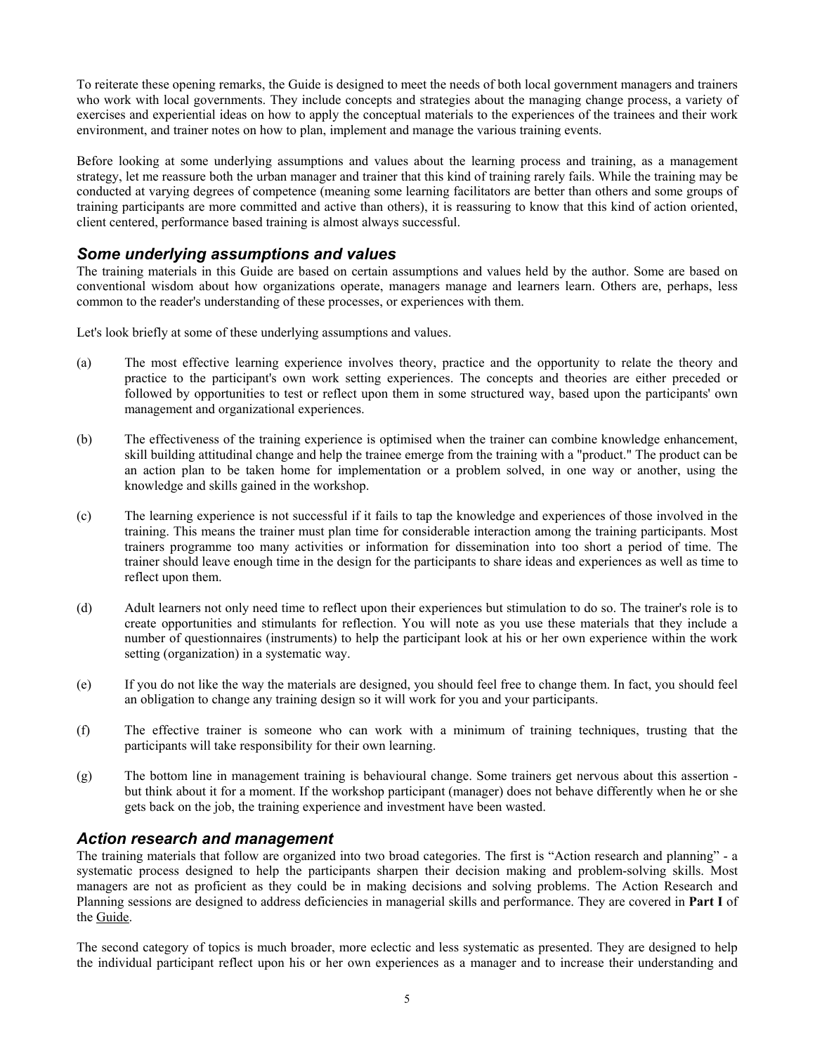To reiterate these opening remarks, the Guide is designed to meet the needs of both local government managers and trainers who work with local governments. They include concepts and strategies about the managing change process, a variety of exercises and experiential ideas on how to apply the conceptual materials to the experiences of the trainees and their work environment, and trainer notes on how to plan, implement and manage the various training events.

Before looking at some underlying assumptions and values about the learning process and training, as a management strategy, let me reassure both the urban manager and trainer that this kind of training rarely fails. While the training may be conducted at varying degrees of competence (meaning some learning facilitators are better than others and some groups of training participants are more committed and active than others), it is reassuring to know that this kind of action oriented, client centered, performance based training is almost always successful.

### *Some underlying assumptions and values*

The training materials in this Guide are based on certain assumptions and values held by the author. Some are based on conventional wisdom about how organizations operate, managers manage and learners learn. Others are, perhaps, less common to the reader's understanding of these processes, or experiences with them.

Let's look briefly at some of these underlying assumptions and values.

(a) The most effective learning experience involves theory, practice and the opportunity to relate the theory and practice to the participant's own work setting experiences. The concepts and theories are either preceded or followed by opportunities to test or reflect upon them in some structured way, based upon the participants' own management and organizational experiences.

(b) The effectiveness of the training experience is optimised when the trainer can combine knowledge enhancement, skill building attitudinal change and help the trainee emerge from the training with a "product." The product can be an action plan to be taken home for implementation or a problem solved, in one way or another, using the knowledge and skills gained in the workshop.

(c) The learning experience is not successful if it fails to tap the knowledge and experiences of those involved in the training. This means the trainer must plan time for considerable interaction among the training participants. Most trainers programme too many activities or information for dissemination into too short a period of time. The trainer should leave enough time in the design for the participants to share ideas and experiences as well as time to reflect upon them.

(d) Adult learners not only need time to reflect upon their experiences but stimulation to do so. The trainer's role is to create opportunities and stimulants for reflection. You will note as you use these materials that they include a number of questionnaires (instruments) to help the participant look at his or her own experience within the work setting (organization) in a systematic way.

(e) If you do not like the way the materials are designed, you should feel free to change them. In fact, you should feel an obligation to change any training design so it will work for you and your participants.

(f) The effective trainer is someone who can work with a minimum of training techniques, trusting that the participants will take responsibility for their own learning.

(g) The bottom line in management training is behavioural change. Some trainers get nervous about this assertion - but think about it for a moment. If the workshop participant (manager) does not behave differently when he or she gets back on the job, the training experience and investment have been wasted.

### *Action research and management*

The training materials that follow are organized into two broad categories. The first is "Action research and planning" - a systematic process designed to help the participants sharpen their decision making and problem-solving skills. Most managers are not as proficient as they could be in making decisions and solving problems. The Action Research and Planning sessions are designed to address deficiencies in managerial skills and performance. They are covered in **Part I** of the Guide.

The second category of topics is much broader, more eclectic and less systematic as presented. They are designed to help the individual participant reflect upon his or her own experiences as a manager and to increase their understanding and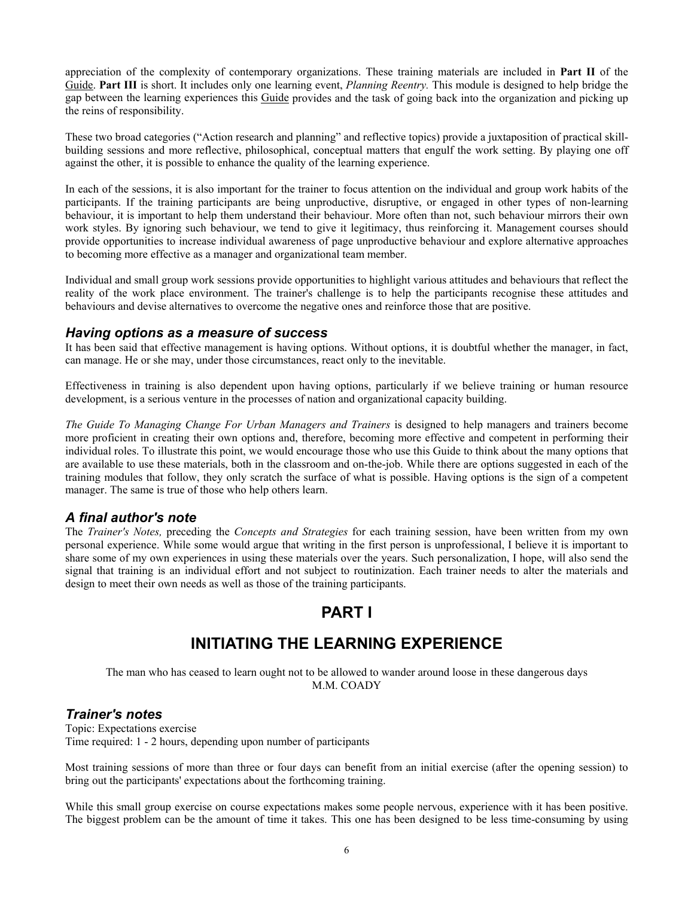appreciation of the complexity of contemporary organizations. These training materials are included in **Part II** of the Guide. **Part III** is short. It includes only one learning event, *Planning Reentry.* This module is designed to help bridge the gap between the learning experiences this Guide provides and the task of going back into the organization and picking up the reins of responsibility.

These two broad categories ("Action research and planning" and reflective topics) provide a juxtaposition of practical skill-building sessions and more reflective, philosophical, conceptual matters that engulf the work setting. By playing one off against the other, it is possible to enhance the quality of the learning experience.

In each of the sessions, it is also important for the trainer to focus attention on the individual and group work habits of the participants. If the training participants are being unproductive, disruptive, or engaged in other types of non-learning behaviour, it is important to help them understand their behaviour. More often than not, such behaviour mirrors their own work styles. By ignoring such behaviour, we tend to give it legitimacy, thus reinforcing it. Management courses should provide opportunities to increase individual awareness of page unproductive behaviour and explore alternative approaches to becoming more effective as a manager and organizational team member.

Individual and small group work sessions provide opportunities to highlight various attitudes and behaviours that reflect the reality of the work place environment. The trainer's challenge is to help the participants recognise these attitudes and behaviours and devise alternatives to overcome the negative ones and reinforce those that are positive.

### *Having options as a measure of success*

It has been said that effective management is having options. Without options, it is doubtful whether the manager, in fact, can manage. He or she may, under those circumstances, react only to the inevitable.

Effectiveness in training is also dependent upon having options, particularly if we believe training or human resource development, is a serious venture in the processes of nation and organizational capacity building.

*The Guide To Managing Change For Urban Managers and Trainers* is designed to help managers and trainers become more proficient in creating their own options and, therefore, becoming more effective and competent in performing their individual roles. To illustrate this point, we would encourage those who use this Guide to think about the many options that are available to use these materials, both in the classroom and on-the-job. While there are options suggested in each of the training modules that follow, they only scratch the surface of what is possible. Having options is the sign of a competent manager. The same is true of those who help others learn.

### *A final author's note*

The *Trainer's Notes,* preceding the *Concepts and Strategies* for each training session, have been written from my own personal experience. While some would argue that writing in the first person is unprofessional, I believe it is important to share some of my own experiences in using these materials over the years. Such personalization, I hope, will also send the signal that training is an individual effort and not subject to routinization. Each trainer needs to alter the materials and design to meet their own needs as well as those of the training participants.

# PART I

# INITIATING THE LEARNING EXPERIENCE

The man who has ceased to learn ought not to be allowed to wander around loose in these dangerous days
M.M. COADY

### *Trainer's notes*

Topic: Expectations exercise
Time required: 1 - 2 hours, depending upon number of participants

Most training sessions of more than three or four days can benefit from an initial exercise (after the opening session) to bring out the participants' expectations about the forthcoming training.

While this small group exercise on course expectations makes some people nervous, experience with it has been positive. The biggest problem can be the amount of time it takes. This one has been designed to be less time-consuming by using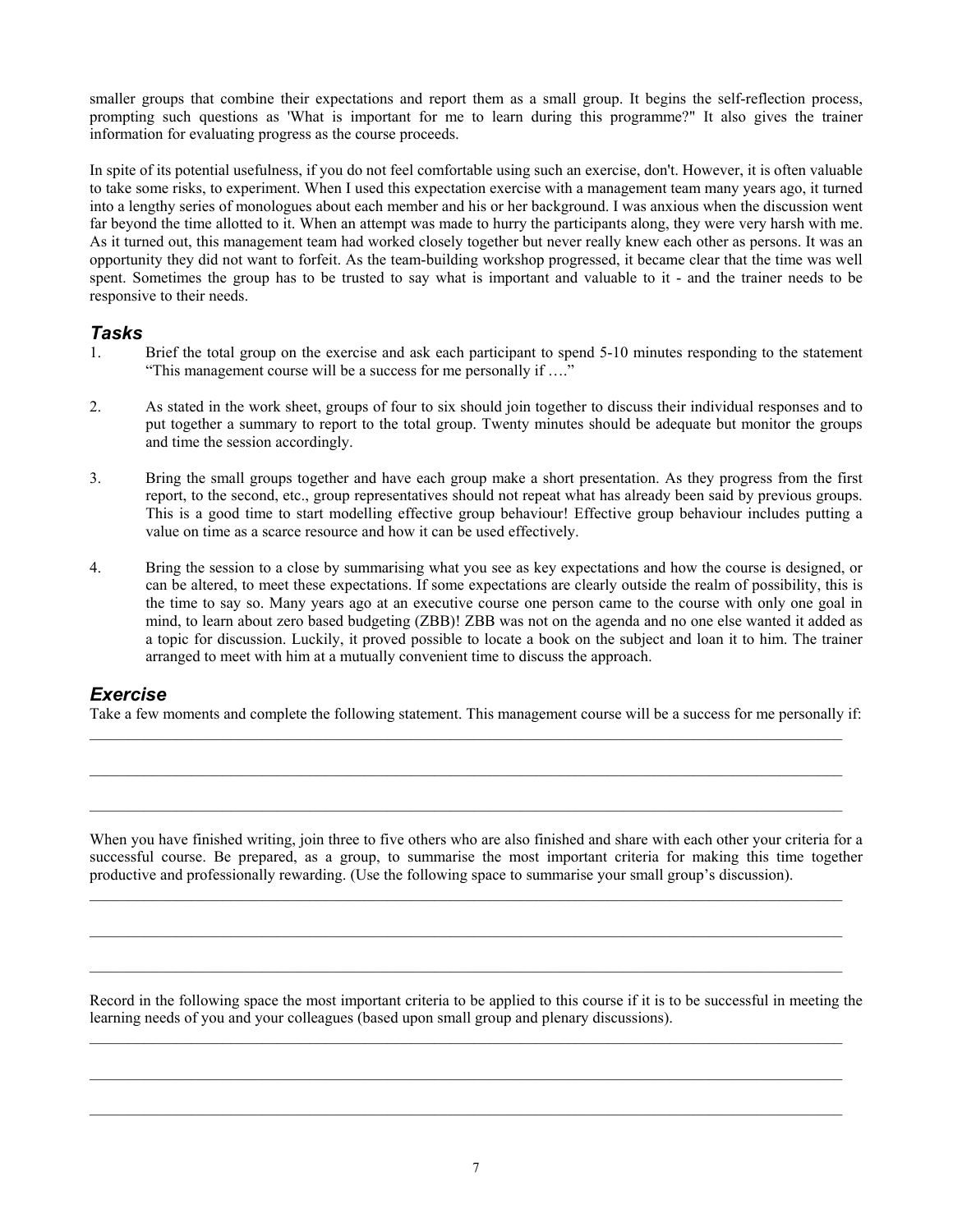smaller groups that combine their expectations and report them as a small group. It begins the self-reflection process, prompting such questions as 'What is important for me to learn during this programme?" It also gives the trainer information for evaluating progress as the course proceeds.

In spite of its potential usefulness, if you do not feel comfortable using such an exercise, don't. However, it is often valuable to take some risks, to experiment. When I used this expectation exercise with a management team many years ago, it turned into a lengthy series of monologues about each member and his or her background. I was anxious when the discussion went far beyond the time allotted to it. When an attempt was made to hurry the participants along, they were very harsh with me. As it turned out, this management team had worked closely together but never really knew each other as persons. It was an opportunity they did not want to forfeit. As the team-building workshop progressed, it became clear that the time was well spent. Sometimes the group has to be trusted to say what is important and valuable to it - and the trainer needs to be responsive to their needs.

## *Tasks*

1. Brief the total group on the exercise and ask each participant to spend 5-10 minutes responding to the statement "This management course will be a success for me personally if …."

2. As stated in the work sheet, groups of four to six should join together to discuss their individual responses and to put together a summary to report to the total group. Twenty minutes should be adequate but monitor the groups and time the session accordingly.

3. Bring the small groups together and have each group make a short presentation. As they progress from the first report, to the second, etc., group representatives should not repeat what has already been said by previous groups. This is a good time to start modelling effective group behaviour! Effective group behaviour includes putting a value on time as a scarce resource and how it can be used effectively.

4. Bring the session to a close by summarising what you see as key expectations and how the course is designed, or can be altered, to meet these expectations. If some expectations are clearly outside the realm of possibility, this is the time to say so. Many years ago at an executive course one person came to the course with only one goal in mind, to learn about zero based budgeting (ZBB)! ZBB was not on the agenda and no one else wanted it added as a topic for discussion. Luckily, it proved possible to locate a book on the subject and loan it to him. The trainer arranged to meet with him at a mutually convenient time to discuss the approach.

## *Exercise*

Take a few moments and complete the following statement. This management course will be a success for me personally if:

\_\_\_\_\_\_\_\_\_\_\_\_\_\_\_\_\_\_\_\_\_\_\_\_\_\_\_\_\_\_\_\_\_\_\_\_\_\_\_\_\_\_\_\_\_\_\_\_\_\_\_\_\_\_\_\_\_\_\_\_\_\_\_\_\_\_\_\_\_\_\_\_\_\_\_\_\_\_

\_\_\_\_\_\_\_\_\_\_\_\_\_\_\_\_\_\_\_\_\_\_\_\_\_\_\_\_\_\_\_\_\_\_\_\_\_\_\_\_\_\_\_\_\_\_\_\_\_\_\_\_\_\_\_\_\_\_\_\_\_\_\_\_\_\_\_\_\_\_\_\_\_\_\_\_\_\_

\_\_\_\_\_\_\_\_\_\_\_\_\_\_\_\_\_\_\_\_\_\_\_\_\_\_\_\_\_\_\_\_\_\_\_\_\_\_\_\_\_\_\_\_\_\_\_\_\_\_\_\_\_\_\_\_\_\_\_\_\_\_\_\_\_\_\_\_\_\_\_\_\_\_\_\_\_\_

When you have finished writing, join three to five others who are also finished and share with each other your criteria for a successful course. Be prepared, as a group, to summarise the most important criteria for making this time together productive and professionally rewarding. (Use the following space to summarise your small group's discussion).

\_\_\_\_\_\_\_\_\_\_\_\_\_\_\_\_\_\_\_\_\_\_\_\_\_\_\_\_\_\_\_\_\_\_\_\_\_\_\_\_\_\_\_\_\_\_\_\_\_\_\_\_\_\_\_\_\_\_\_\_\_\_\_\_\_\_\_\_\_\_\_\_\_\_\_\_\_\_

\_\_\_\_\_\_\_\_\_\_\_\_\_\_\_\_\_\_\_\_\_\_\_\_\_\_\_\_\_\_\_\_\_\_\_\_\_\_\_\_\_\_\_\_\_\_\_\_\_\_\_\_\_\_\_\_\_\_\_\_\_\_\_\_\_\_\_\_\_\_\_\_\_\_\_\_\_\_

\_\_\_\_\_\_\_\_\_\_\_\_\_\_\_\_\_\_\_\_\_\_\_\_\_\_\_\_\_\_\_\_\_\_\_\_\_\_\_\_\_\_\_\_\_\_\_\_\_\_\_\_\_\_\_\_\_\_\_\_\_\_\_\_\_\_\_\_\_\_\_\_\_\_\_\_\_\_

Record in the following space the most important criteria to be applied to this course if it is to be successful in meeting the learning needs of you and your colleagues (based upon small group and plenary discussions).

\_\_\_\_\_\_\_\_\_\_\_\_\_\_\_\_\_\_\_\_\_\_\_\_\_\_\_\_\_\_\_\_\_\_\_\_\_\_\_\_\_\_\_\_\_\_\_\_\_\_\_\_\_\_\_\_\_\_\_\_\_\_\_\_\_\_\_\_\_\_\_\_\_\_\_\_\_\_

\_\_\_\_\_\_\_\_\_\_\_\_\_\_\_\_\_\_\_\_\_\_\_\_\_\_\_\_\_\_\_\_\_\_\_\_\_\_\_\_\_\_\_\_\_\_\_\_\_\_\_\_\_\_\_\_\_\_\_\_\_\_\_\_\_\_\_\_\_\_\_\_\_\_\_\_\_\_

\_\_\_\_\_\_\_\_\_\_\_\_\_\_\_\_\_\_\_\_\_\_\_\_\_\_\_\_\_\_\_\_\_\_\_\_\_\_\_\_\_\_\_\_\_\_\_\_\_\_\_\_\_\_\_\_\_\_\_\_\_\_\_\_\_\_\_\_\_\_\_\_\_\_\_\_\_\_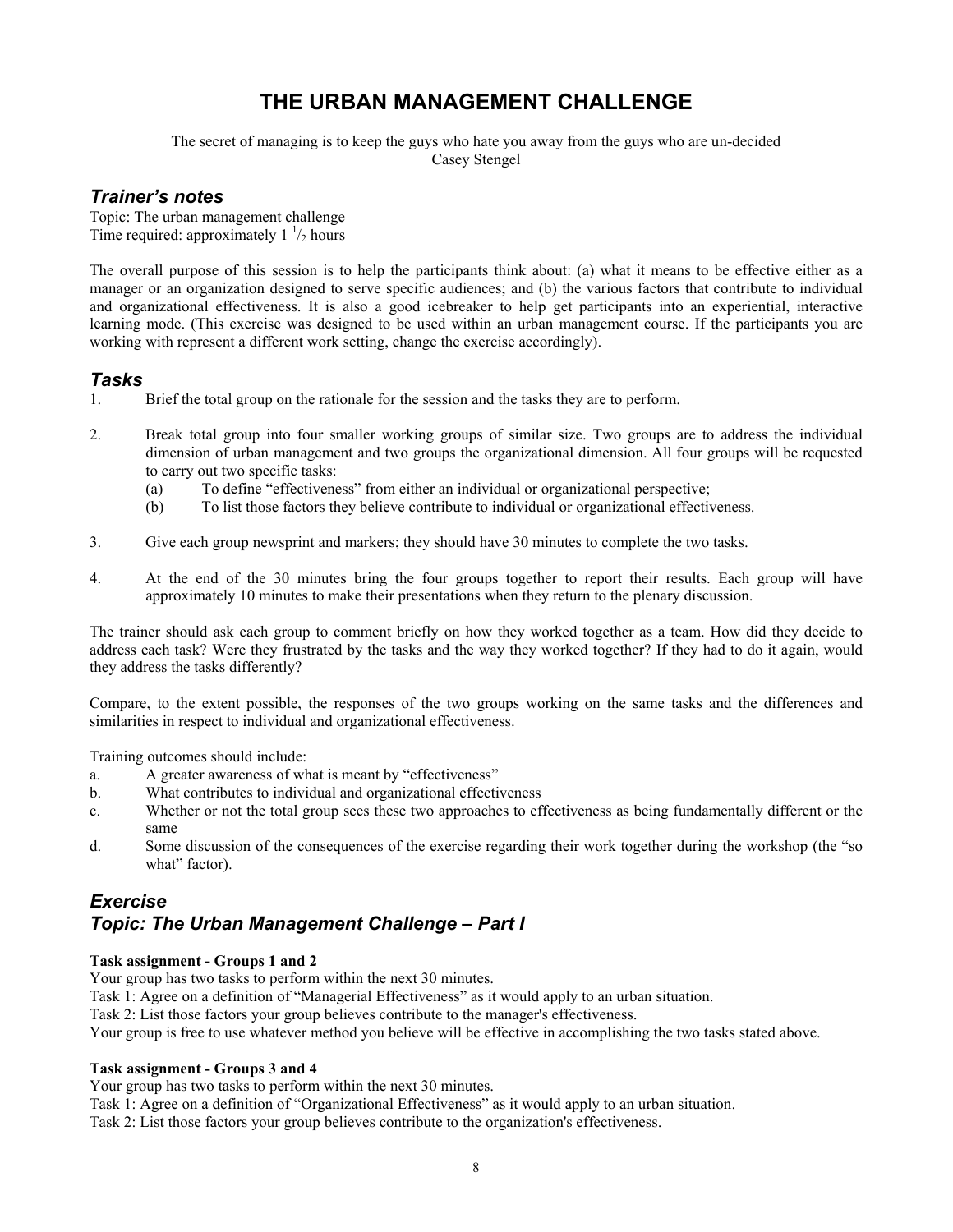# THE URBAN MANAGEMENT CHALLENGE

The secret of managing is to keep the guys who hate you away from the guys who are un-decided
Casey Stengel

## *Trainer's notes*

Topic: The urban management challenge
Time required: approximately 1 $^{1}/_{2}$ hours

The overall purpose of this session is to help the participants think about: (a) what it means to be effective either as a manager or an organization designed to serve specific audiences; and (b) the various factors that contribute to individual and organizational effectiveness. It is also a good icebreaker to help get participants into an experiential, interactive learning mode. (This exercise was designed to be used within an urban management course. If the participants you are working with represent a different work setting, change the exercise accordingly).

## *Tasks*

1. Brief the total group on the rationale for the session and the tasks they are to perform.

2. Break total group into four smaller working groups of similar size. Two groups are to address the individual dimension of urban management and two groups the organizational dimension. All four groups will be requested to carry out two specific tasks:
   (a) To define "effectiveness" from either an individual or organizational perspective;
   (b) To list those factors they believe contribute to individual or organizational effectiveness.

3. Give each group newsprint and markers; they should have 30 minutes to complete the two tasks.

4. At the end of the 30 minutes bring the four groups together to report their results. Each group will have approximately 10 minutes to make their presentations when they return to the plenary discussion.

The trainer should ask each group to comment briefly on how they worked together as a team. How did they decide to address each task? Were they frustrated by the tasks and the way they worked together? If they had to do it again, would they address the tasks differently?

Compare, to the extent possible, the responses of the two groups working on the same tasks and the differences and similarities in respect to individual and organizational effectiveness.

Training outcomes should include:

a. A greater awareness of what is meant by "effectiveness"
b. What contributes to individual and organizational effectiveness
c. Whether or not the total group sees these two approaches to effectiveness as being fundamentally different or the same
d. Some discussion of the consequences of the exercise regarding their work together during the workshop (the "so what" factor).

## *Exercise*
## *Topic: The Urban Management Challenge – Part I*

**Task assignment - Groups 1 and 2**

Your group has two tasks to perform within the next 30 minutes.
Task 1: Agree on a definition of "Managerial Effectiveness" as it would apply to an urban situation.
Task 2: List those factors your group believes contribute to the manager's effectiveness.
Your group is free to use whatever method you believe will be effective in accomplishing the two tasks stated above.

**Task assignment - Groups 3 and 4**

Your group has two tasks to perform within the next 30 minutes.
Task 1: Agree on a definition of "Organizational Effectiveness" as it would apply to an urban situation.
Task 2: List those factors your group believes contribute to the organization's effectiveness.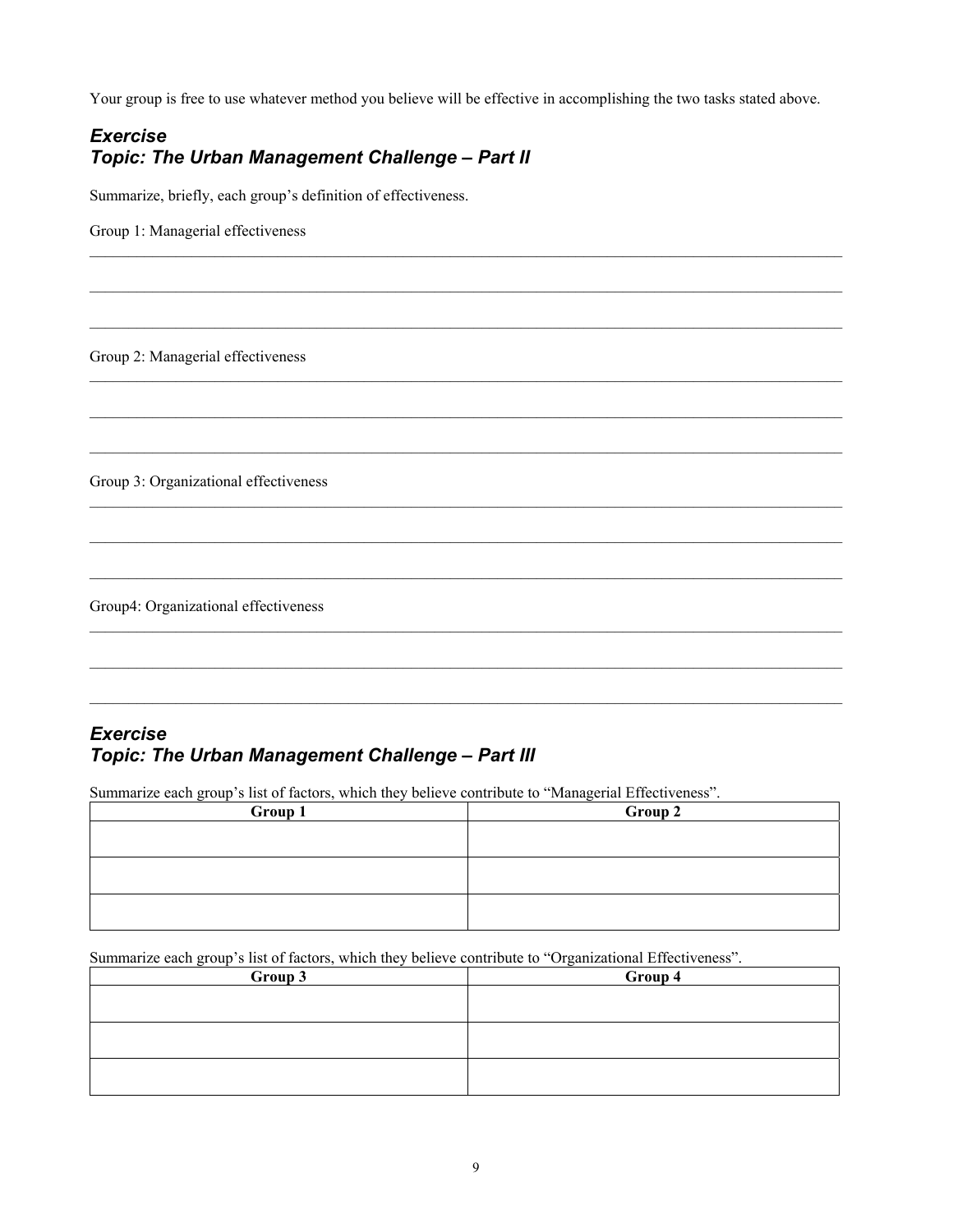Your group is free to use whatever method you believe will be effective in accomplishing the two tasks stated above.

### *Exercise*
### *Topic: The Urban Management Challenge – Part II*

Summarize, briefly, each group's definition of effectiveness.

Group 1: Managerial effectiveness

______________________________________________________________________________

______________________________________________________________________________

______________________________________________________________________________

Group 2: Managerial effectiveness

______________________________________________________________________________

______________________________________________________________________________

______________________________________________________________________________

Group 3: Organizational effectiveness

______________________________________________________________________________

______________________________________________________________________________

______________________________________________________________________________

Group4: Organizational effectiveness

______________________________________________________________________________

______________________________________________________________________________

______________________________________________________________________________

### *Exercise*
### *Topic: The Urban Management Challenge – Part III*

Summarize each group's list of factors, which they believe contribute to "Managerial Effectiveness".

| Group 1 | Group 2 |
|---|---|
| | |
| | |
| | |

Summarize each group's list of factors, which they believe contribute to "Organizational Effectiveness".

| Group 3 | Group 4 |
|---|---|
| | |
| | |
| | |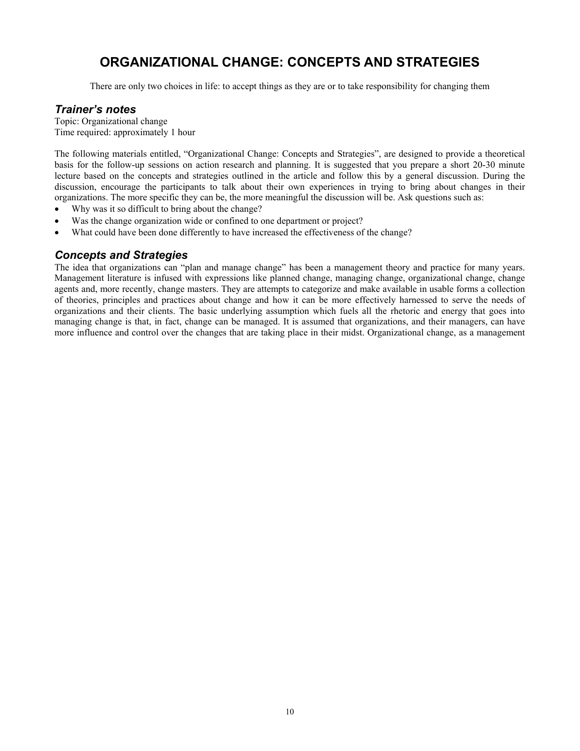# ORGANIZATIONAL CHANGE: CONCEPTS AND STRATEGIES

There are only two choices in life: to accept things as they are or to take responsibility for changing them

## *Trainer's notes*

Topic: Organizational change
Time required: approximately 1 hour

The following materials entitled, "Organizational Change: Concepts and Strategies", are designed to provide a theoretical basis for the follow-up sessions on action research and planning. It is suggested that you prepare a short 20-30 minute lecture based on the concepts and strategies outlined in the article and follow this by a general discussion. During the discussion, encourage the participants to talk about their own experiences in trying to bring about changes in their organizations. The more specific they can be, the more meaningful the discussion will be. Ask questions such as:

- Why was it so difficult to bring about the change?
- Was the change organization wide or confined to one department or project?
- What could have been done differently to have increased the effectiveness of the change?

## *Concepts and Strategies*

The idea that organizations can "plan and manage change" has been a management theory and practice for many years. Management literature is infused with expressions like planned change, managing change, organizational change, change agents and, more recently, change masters. They are attempts to categorize and make available in usable forms a collection of theories, principles and practices about change and how it can be more effectively harnessed to serve the needs of organizations and their clients. The basic underlying assumption which fuels all the rhetoric and energy that goes into managing change is that, in fact, change can be managed. It is assumed that organizations, and their managers, can have more influence and control over the changes that are taking place in their midst. Organizational change, as a management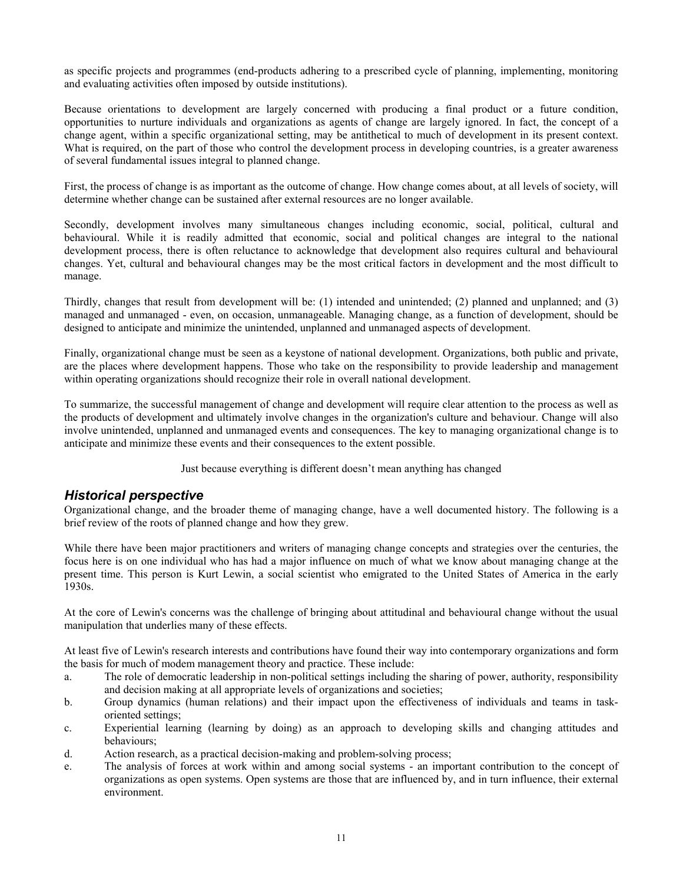as specific projects and programmes (end-products adhering to a prescribed cycle of planning, implementing, monitoring and evaluating activities often imposed by outside institutions).

Because orientations to development are largely concerned with producing a final product or a future condition, opportunities to nurture individuals and organizations as agents of change are largely ignored. In fact, the concept of a change agent, within a specific organizational setting, may be antithetical to much of development in its present context. What is required, on the part of those who control the development process in developing countries, is a greater awareness of several fundamental issues integral to planned change.

First, the process of change is as important as the outcome of change. How change comes about, at all levels of society, will determine whether change can be sustained after external resources are no longer available.

Secondly, development involves many simultaneous changes including economic, social, political, cultural and behavioural. While it is readily admitted that economic, social and political changes are integral to the national development process, there is often reluctance to acknowledge that development also requires cultural and behavioural changes. Yet, cultural and behavioural changes may be the most critical factors in development and the most difficult to manage.

Thirdly, changes that result from development will be: (1) intended and unintended; (2) planned and unplanned; and (3) managed and unmanaged - even, on occasion, unmanageable. Managing change, as a function of development, should be designed to anticipate and minimize the unintended, unplanned and unmanaged aspects of development.

Finally, organizational change must be seen as a keystone of national development. Organizations, both public and private, are the places where development happens. Those who take on the responsibility to provide leadership and management within operating organizations should recognize their role in overall national development.

To summarize, the successful management of change and development will require clear attention to the process as well as the products of development and ultimately involve changes in the organization's culture and behaviour. Change will also involve unintended, unplanned and unmanaged events and consequences. The key to managing organizational change is to anticipate and minimize these events and their consequences to the extent possible.

Just because everything is different doesn't mean anything has changed

## *Historical perspective*

Organizational change, and the broader theme of managing change, have a well documented history. The following is a brief review of the roots of planned change and how they grew.

While there have been major practitioners and writers of managing change concepts and strategies over the centuries, the focus here is on one individual who has had a major influence on much of what we know about managing change at the present time. This person is Kurt Lewin, a social scientist who emigrated to the United States of America in the early 1930s.

At the core of Lewin's concerns was the challenge of bringing about attitudinal and behavioural change without the usual manipulation that underlies many of these effects.

At least five of Lewin's research interests and contributions have found their way into contemporary organizations and form the basis for much of modem management theory and practice. These include:

a. The role of democratic leadership in non-political settings including the sharing of power, authority, responsibility and decision making at all appropriate levels of organizations and societies;
b. Group dynamics (human relations) and their impact upon the effectiveness of individuals and teams in task-oriented settings;
c. Experiential learning (learning by doing) as an approach to developing skills and changing attitudes and behaviours;
d. Action research, as a practical decision-making and problem-solving process;
e. The analysis of forces at work within and among social systems - an important contribution to the concept of organizations as open systems. Open systems are those that are influenced by, and in turn influence, their external environment.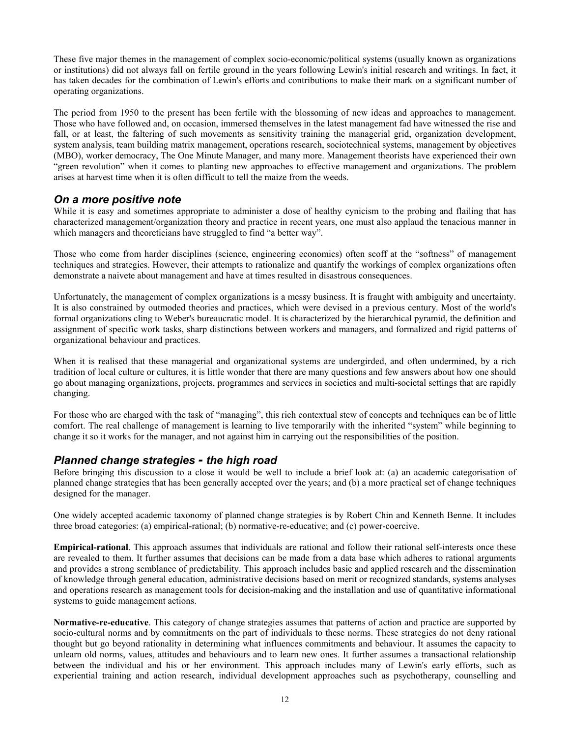These five major themes in the management of complex socio-economic/political systems (usually known as organizations or institutions) did not always fall on fertile ground in the years following Lewin's initial research and writings. In fact, it has taken decades for the combination of Lewin's efforts and contributions to make their mark on a significant number of operating organizations.

The period from 1950 to the present has been fertile with the blossoming of new ideas and approaches to management. Those who have followed and, on occasion, immersed themselves in the latest management fad have witnessed the rise and fall, or at least, the faltering of such movements as sensitivity training the managerial grid, organization development, system analysis, team building matrix management, operations research, sociotechnical systems, management by objectives (MBO), worker democracy, The One Minute Manager, and many more. Management theorists have experienced their own "green revolution" when it comes to planting new approaches to effective management and organizations. The problem arises at harvest time when it is often difficult to tell the maize from the weeds.

### *On a more positive note*

While it is easy and sometimes appropriate to administer a dose of healthy cynicism to the probing and flailing that has characterized management/organization theory and practice in recent years, one must also applaud the tenacious manner in which managers and theoreticians have struggled to find "a better way".

Those who come from harder disciplines (science, engineering economics) often scoff at the "softness" of management techniques and strategies. However, their attempts to rationalize and quantify the workings of complex organizations often demonstrate a naivete about management and have at times resulted in disastrous consequences.

Unfortunately, the management of complex organizations is a messy business. It is fraught with ambiguity and uncertainty. It is also constrained by outmoded theories and practices, which were devised in a previous century. Most of the world's formal organizations cling to Weber's bureaucratic model. It is characterized by the hierarchical pyramid, the definition and assignment of specific work tasks, sharp distinctions between workers and managers, and formalized and rigid patterns of organizational behaviour and practices.

When it is realised that these managerial and organizational systems are undergirded, and often undermined, by a rich tradition of local culture or cultures, it is little wonder that there are many questions and few answers about how one should go about managing organizations, projects, programmes and services in societies and multi-societal settings that are rapidly changing.

For those who are charged with the task of "managing", this rich contextual stew of concepts and techniques can be of little comfort. The real challenge of management is learning to live temporarily with the inherited "system" while beginning to change it so it works for the manager, and not against him in carrying out the responsibilities of the position.

### *Planned change strategies - the high road*

Before bringing this discussion to a close it would be well to include a brief look at: (a) an academic categorisation of planned change strategies that has been generally accepted over the years; and (b) a more practical set of change techniques designed for the manager.

One widely accepted academic taxonomy of planned change strategies is by Robert Chin and Kenneth Benne. It includes three broad categories: (a) empirical-rational; (b) normative-re-educative; and (c) power-coercive.

**Empirical-rational**. This approach assumes that individuals are rational and follow their rational self-interests once these are revealed to them. It further assumes that decisions can be made from a data base which adheres to rational arguments and provides a strong semblance of predictability. This approach includes basic and applied research and the dissemination of knowledge through general education, administrative decisions based on merit or recognized standards, systems analyses and operations research as management tools for decision-making and the installation and use of quantitative informational systems to guide management actions.

**Normative-re-educative**. This category of change strategies assumes that patterns of action and practice are supported by socio-cultural norms and by commitments on the part of individuals to these norms. These strategies do not deny rational thought but go beyond rationality in determining what influences commitments and behaviour. It assumes the capacity to unlearn old norms, values, attitudes and behaviours and to learn new ones. It further assumes a transactional relationship between the individual and his or her environment. This approach includes many of Lewin's early efforts, such as experiential training and action research, individual development approaches such as psychotherapy, counselling and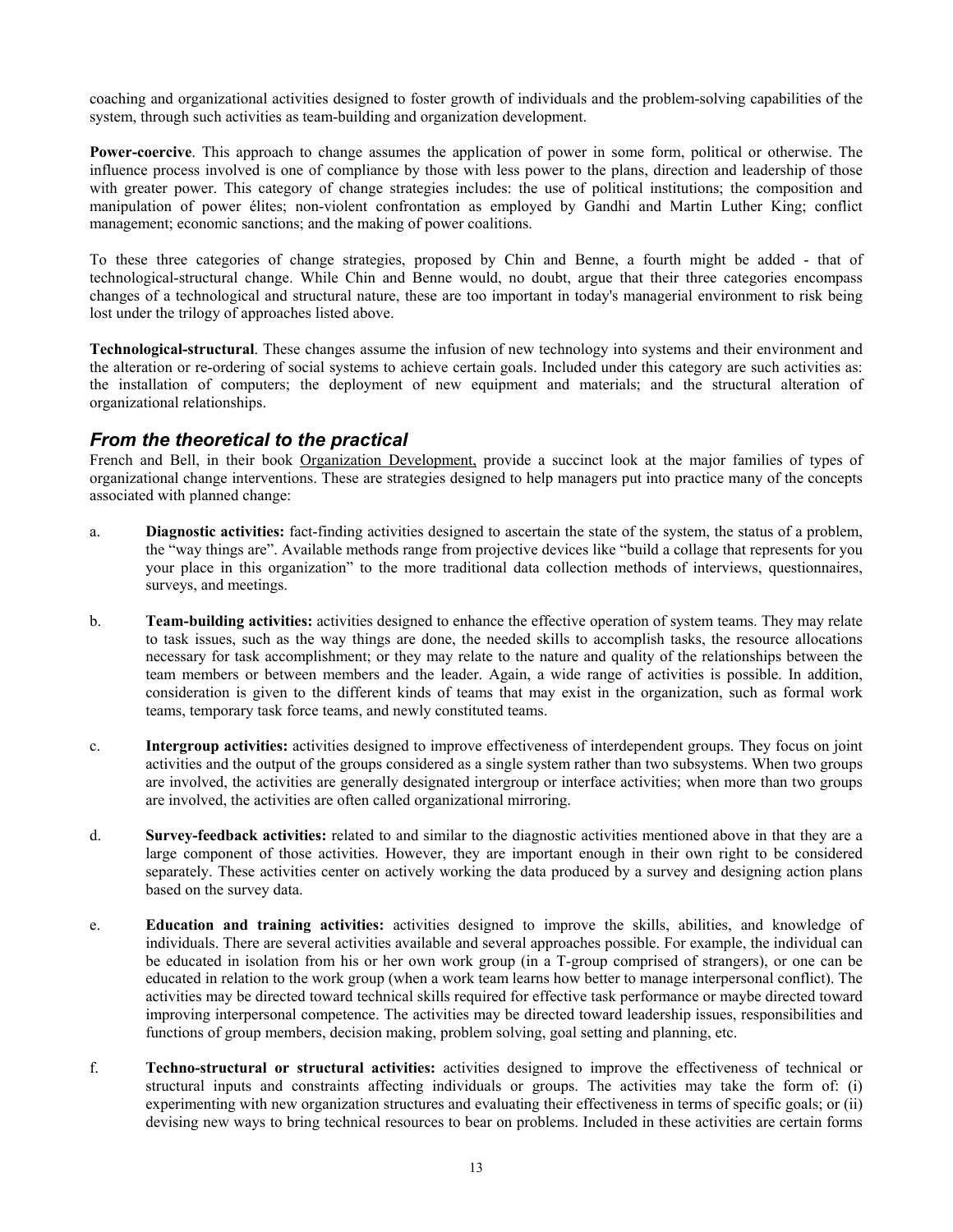coaching and organizational activities designed to foster growth of individuals and the problem-solving capabilities of the system, through such activities as team-building and organization development.

**Power-coercive**. This approach to change assumes the application of power in some form, political or otherwise. The influence process involved is one of compliance by those with less power to the plans, direction and leadership of those with greater power. This category of change strategies includes: the use of political institutions; the composition and manipulation of power élites; non-violent confrontation as employed by Gandhi and Martin Luther King; conflict management; economic sanctions; and the making of power coalitions.

To these three categories of change strategies, proposed by Chin and Benne, a fourth might be added - that of technological-structural change. While Chin and Benne would, no doubt, argue that their three categories encompass changes of a technological and structural nature, these are too important in today's managerial environment to risk being lost under the trilogy of approaches listed above.

**Technological-structural**. These changes assume the infusion of new technology into systems and their environment and the alteration or re-ordering of social systems to achieve certain goals. Included under this category are such activities as: the installation of computers; the deployment of new equipment and materials; and the structural alteration of organizational relationships.

### *From the theoretical to the practical*

French and Bell, in their book Organization Development, provide a succinct look at the major families of types of organizational change interventions. These are strategies designed to help managers put into practice many of the concepts associated with planned change:

a. **Diagnostic activities:** fact-finding activities designed to ascertain the state of the system, the status of a problem, the "way things are". Available methods range from projective devices like "build a collage that represents for you your place in this organization" to the more traditional data collection methods of interviews, questionnaires, surveys, and meetings.

b. **Team-building activities:** activities designed to enhance the effective operation of system teams. They may relate to task issues, such as the way things are done, the needed skills to accomplish tasks, the resource allocations necessary for task accomplishment; or they may relate to the nature and quality of the relationships between the team members or between members and the leader. Again, a wide range of activities is possible. In addition, consideration is given to the different kinds of teams that may exist in the organization, such as formal work teams, temporary task force teams, and newly constituted teams.

c. **Intergroup activities:** activities designed to improve effectiveness of interdependent groups. They focus on joint activities and the output of the groups considered as a single system rather than two subsystems. When two groups are involved, the activities are generally designated intergroup or interface activities; when more than two groups are involved, the activities are often called organizational mirroring.

d. **Survey-feedback activities:** related to and similar to the diagnostic activities mentioned above in that they are a large component of those activities. However, they are important enough in their own right to be considered separately. These activities center on actively working the data produced by a survey and designing action plans based on the survey data.

e. **Education and training activities:** activities designed to improve the skills, abilities, and knowledge of individuals. There are several activities available and several approaches possible. For example, the individual can be educated in isolation from his or her own work group (in a T-group comprised of strangers), or one can be educated in relation to the work group (when a work team learns how better to manage interpersonal conflict). The activities may be directed toward technical skills required for effective task performance or maybe directed toward improving interpersonal competence. The activities may be directed toward leadership issues, responsibilities and functions of group members, decision making, problem solving, goal setting and planning, etc.

f. **Techno-structural or structural activities:** activities designed to improve the effectiveness of technical or structural inputs and constraints affecting individuals or groups. The activities may take the form of: (i) experimenting with new organization structures and evaluating their effectiveness in terms of specific goals; or (ii) devising new ways to bring technical resources to bear on problems. Included in these activities are certain forms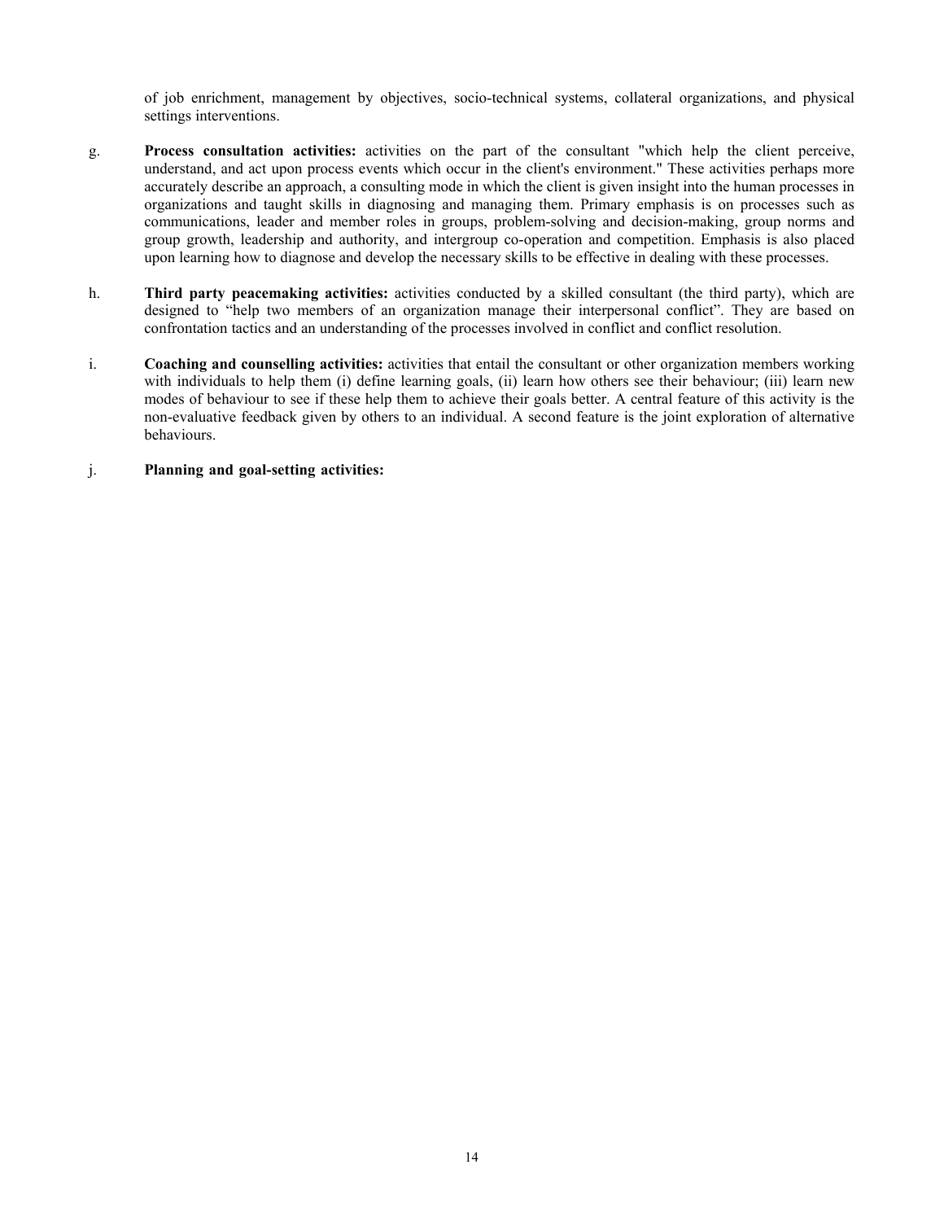of job enrichment, management by objectives, socio-technical systems, collateral organizations, and physical settings interventions.

g. **Process consultation activities:** activities on the part of the consultant "which help the client perceive, understand, and act upon process events which occur in the client's environment." These activities perhaps more accurately describe an approach, a consulting mode in which the client is given insight into the human processes in organizations and taught skills in diagnosing and managing them. Primary emphasis is on processes such as communications, leader and member roles in groups, problem-solving and decision-making, group norms and group growth, leadership and authority, and intergroup co-operation and competition. Emphasis is also placed upon learning how to diagnose and develop the necessary skills to be effective in dealing with these processes.

h. **Third party peacemaking activities:** activities conducted by a skilled consultant (the third party), which are designed to "help two members of an organization manage their interpersonal conflict". They are based on confrontation tactics and an understanding of the processes involved in conflict and conflict resolution.

i. **Coaching and counselling activities:** activities that entail the consultant or other organization members working with individuals to help them (i) define learning goals, (ii) learn how others see their behaviour; (iii) learn new modes of behaviour to see if these help them to achieve their goals better. A central feature of this activity is the non-evaluative feedback given by others to an individual. A second feature is the joint exploration of alternative behaviours.

j. **Planning and goal-setting activities:**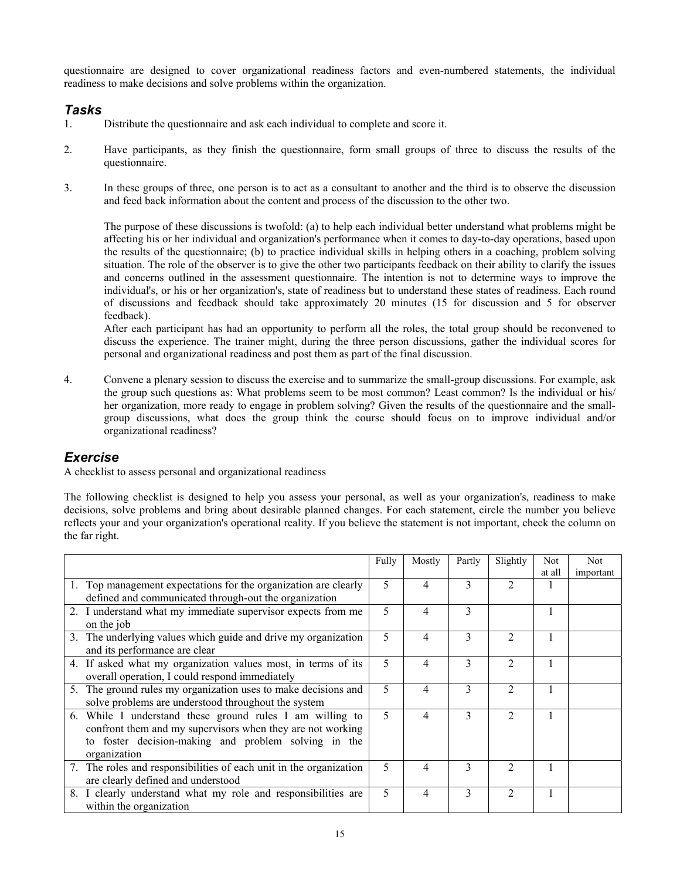questionnaire are designed to cover organizational readiness factors and even-numbered statements, the individual readiness to make decisions and solve problems within the organization.

## *Tasks*

1. Distribute the questionnaire and ask each individual to complete and score it.

2. Have participants, as they finish the questionnaire, form small groups of three to discuss the results of the questionnaire.

3. In these groups of three, one person is to act as a consultant to another and the third is to observe the discussion and feed back information about the content and process of the discussion to the other two.

   The purpose of these discussions is twofold: (a) to help each individual better understand what problems might be affecting his or her individual and organization's performance when it comes to day-to-day operations, based upon the results of the questionnaire; (b) to practice individual skills in helping others in a coaching, problem solving situation. The role of the observer is to give the other two participants feedback on their ability to clarify the issues and concerns outlined in the assessment questionnaire. The intention is not to determine ways to improve the individual's, or his or her organization's, state of readiness but to understand these states of readiness. Each round of discussions and feedback should take approximately 20 minutes (15 for discussion and 5 for observer feedback).

   After each participant has had an opportunity to perform all the roles, the total group should be reconvened to discuss the experience. The trainer might, during the three person discussions, gather the individual scores for personal and organizational readiness and post them as part of the final discussion.

4. Convene a plenary session to discuss the exercise and to summarize the small-group discussions. For example, ask the group such questions as: What problems seem to be most common? Least common? Is the individual or his/ her organization, more ready to engage in problem solving? Given the results of the questionnaire and the small-group discussions, what does the group think the course should focus on to improve individual and/or organizational readiness?

## *Exercise*

A checklist to assess personal and organizational readiness

The following checklist is designed to help you assess your personal, as well as your organization's, readiness to make decisions, solve problems and bring about desirable planned changes. For each statement, circle the number you believe reflects your and your organization's operational reality. If you believe the statement is not important, check the column on the far right.

| | Fully | Mostly | Partly | Slightly | Not at all | Not important |
|---|---|---|---|---|---|---|
| 1. Top management expectations for the organization are clearly defined and communicated through-out the organization | 5 | 4 | 3 | 2 | 1 | |
| 2. I understand what my immediate supervisor expects from me on the job | 5 | 4 | 3 | | 1 | |
| 3. The underlying values which guide and drive my organization and its performance are clear | 5 | 4 | 3 | 2 | 1 | |
| 4. If asked what my organization values most, in terms of its overall operation, I could respond immediately | 5 | 4 | 3 | 2 | 1 | |
| 5. The ground rules my organization uses to make decisions and solve problems are understood throughout the system | 5 | 4 | 3 | 2 | 1 | |
| 6. While I understand these ground rules I am willing to confront them and my supervisors when they are not working to foster decision-making and problem solving in the organization | 5 | 4 | 3 | 2 | 1 | |
| 7. The roles and responsibilities of each unit in the organization are clearly defined and understood | 5 | 4 | 3 | 2 | 1 | |
| 8. I clearly understand what my role and responsibilities are within the organization | 5 | 4 | 3 | 2 | 1 | |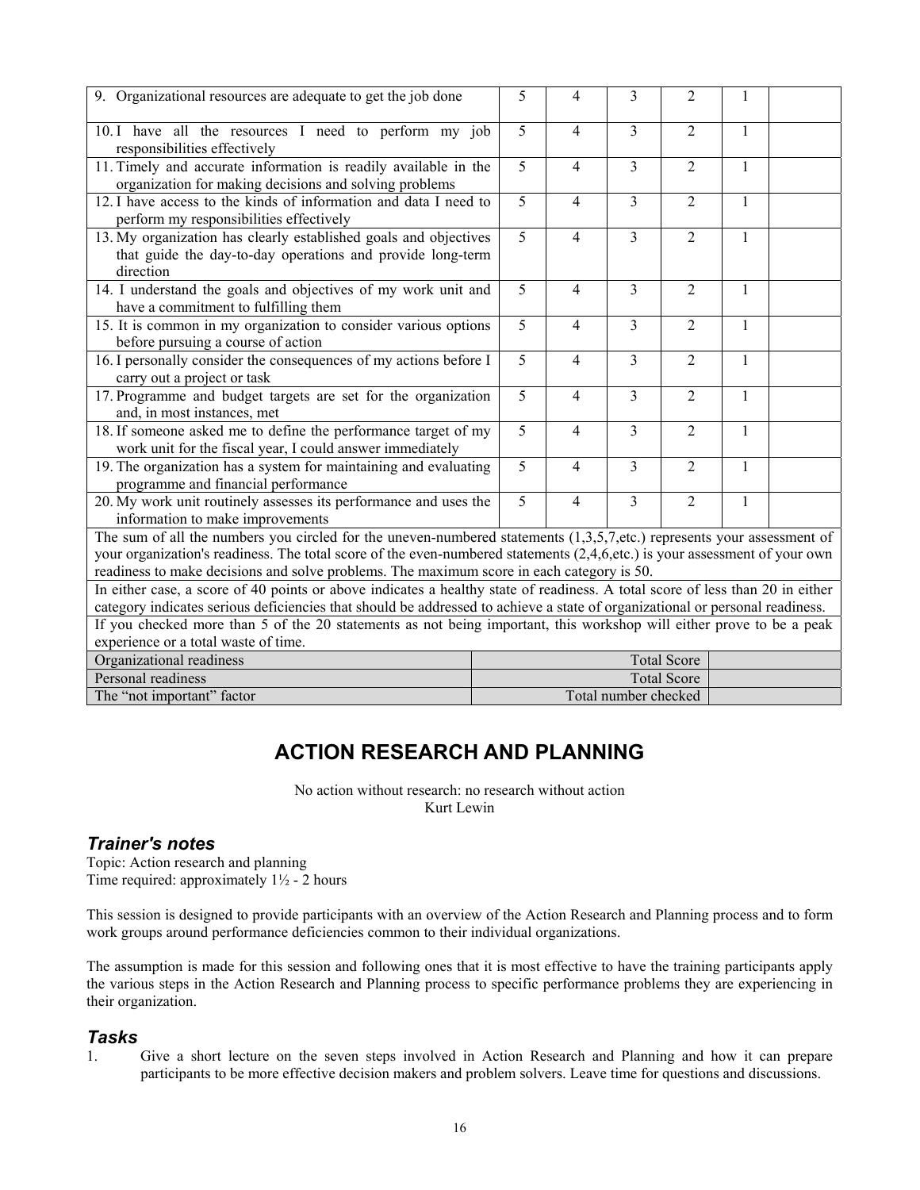| | | | | | | |
|---|---|---|---|---|---|---|
| 9. Organizational resources are adequate to get the job done | 5 | 4 | 3 | 2 | 1 | |
| 10. I have all the resources I need to perform my job responsibilities effectively | 5 | 4 | 3 | 2 | 1 | |
| 11. Timely and accurate information is readily available in the organization for making decisions and solving problems | 5 | 4 | 3 | 2 | 1 | |
| 12. I have access to the kinds of information and data I need to perform my responsibilities effectively | 5 | 4 | 3 | 2 | 1 | |
| 13. My organization has clearly established goals and objectives that guide the day-to-day operations and provide long-term direction | 5 | 4 | 3 | 2 | 1 | |
| 14. I understand the goals and objectives of my work unit and have a commitment to fulfilling them | 5 | 4 | 3 | 2 | 1 | |
| 15. It is common in my organization to consider various options before pursuing a course of action | 5 | 4 | 3 | 2 | 1 | |
| 16. I personally consider the consequences of my actions before I carry out a project or task | 5 | 4 | 3 | 2 | 1 | |
| 17. Programme and budget targets are set for the organization and, in most instances, met | 5 | 4 | 3 | 2 | 1 | |
| 18. If someone asked me to define the performance target of my work unit for the fiscal year, I could answer immediately | 5 | 4 | 3 | 2 | 1 | |
| 19. The organization has a system for maintaining and evaluating programme and financial performance | 5 | 4 | 3 | 2 | 1 | |
| 20. My work unit routinely assesses its performance and uses the information to make improvements | 5 | 4 | 3 | 2 | 1 | |

The sum of all the numbers you circled for the uneven-numbered statements (1,3,5,7,etc.) represents your assessment of your organization's readiness. The total score of the even-numbered statements (2,4,6,etc.) is your assessment of your own readiness to make decisions and solve problems. The maximum score in each category is 50.

In either case, a score of 40 points or above indicates a healthy state of readiness. A total score of less than 20 in either category indicates serious deficiencies that should be addressed to achieve a state of organizational or personal readiness.

If you checked more than 5 of the 20 statements as not being important, this workshop will either prove to be a peak experience or a total waste of time.

| | | |
|---|---|---|
| Organizational readiness | Total Score | |
| Personal readiness | Total Score | |
| The "not important" factor | Total number checked | |

# ACTION RESEARCH AND PLANNING

No action without research: no research without action
Kurt Lewin

## *Trainer's notes*

Topic: Action research and planning
Time required: approximately 1½ - 2 hours

This session is designed to provide participants with an overview of the Action Research and Planning process and to form work groups around performance deficiencies common to their individual organizations.

The assumption is made for this session and following ones that it is most effective to have the training participants apply the various steps in the Action Research and Planning process to specific performance problems they are experiencing in their organization.

## *Tasks*

1. Give a short lecture on the seven steps involved in Action Research and Planning and how it can prepare participants to be more effective decision makers and problem solvers. Leave time for questions and discussions.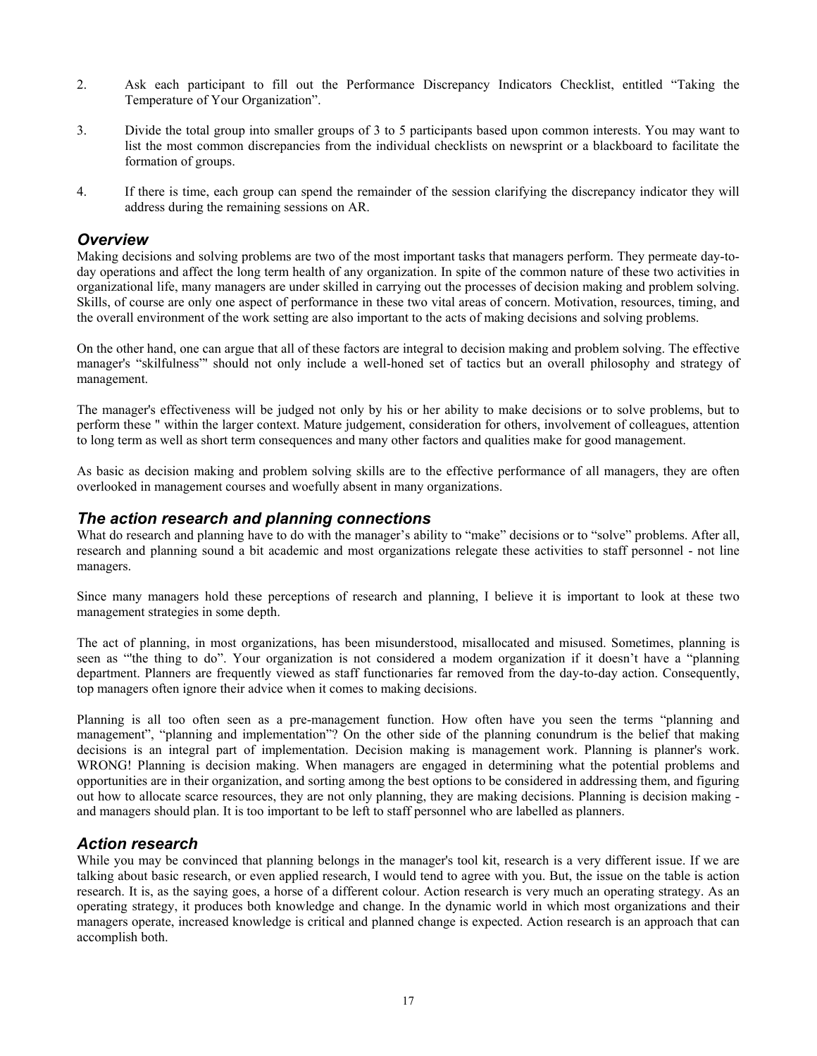2. Ask each participant to fill out the Performance Discrepancy Indicators Checklist, entitled "Taking the Temperature of Your Organization".

3. Divide the total group into smaller groups of 3 to 5 participants based upon common interests. You may want to list the most common discrepancies from the individual checklists on newsprint or a blackboard to facilitate the formation of groups.

4. If there is time, each group can spend the remainder of the session clarifying the discrepancy indicator they will address during the remaining sessions on AR.

## *Overview*

Making decisions and solving problems are two of the most important tasks that managers perform. They permeate day-to-day operations and affect the long term health of any organization. In spite of the common nature of these two activities in organizational life, many managers are under skilled in carrying out the processes of decision making and problem solving. Skills, of course are only one aspect of performance in these two vital areas of concern. Motivation, resources, timing, and the overall environment of the work setting are also important to the acts of making decisions and solving problems.

On the other hand, one can argue that all of these factors are integral to decision making and problem solving. The effective manager's "skilfulness"' should not only include a well-honed set of tactics but an overall philosophy and strategy of management.

The manager's effectiveness will be judged not only by his or her ability to make decisions or to solve problems, but to perform these " within the larger context. Mature judgement, consideration for others, involvement of colleagues, attention to long term as well as short term consequences and many other factors and qualities make for good management.

As basic as decision making and problem solving skills are to the effective performance of all managers, they are often overlooked in management courses and woefully absent in many organizations.

## *The action research and planning connections*

What do research and planning have to do with the manager's ability to "make" decisions or to "solve" problems. After all, research and planning sound a bit academic and most organizations relegate these activities to staff personnel - not line managers.

Since many managers hold these perceptions of research and planning, I believe it is important to look at these two management strategies in some depth.

The act of planning, in most organizations, has been misunderstood, misallocated and misused. Sometimes, planning is seen as "'the thing to do". Your organization is not considered a modem organization if it doesn't have a "planning department. Planners are frequently viewed as staff functionaries far removed from the day-to-day action. Consequently, top managers often ignore their advice when it comes to making decisions.

Planning is all too often seen as a pre-management function. How often have you seen the terms "planning and management", "planning and implementation"? On the other side of the planning conundrum is the belief that making decisions is an integral part of implementation. Decision making is management work. Planning is planner's work. WRONG! Planning is decision making. When managers are engaged in determining what the potential problems and opportunities are in their organization, and sorting among the best options to be considered in addressing them, and figuring out how to allocate scarce resources, they are not only planning, they are making decisions. Planning is decision making - and managers should plan. It is too important to be left to staff personnel who are labelled as planners.

## *Action research*

While you may be convinced that planning belongs in the manager's tool kit, research is a very different issue. If we are talking about basic research, or even applied research, I would tend to agree with you. But, the issue on the table is action research. It is, as the saying goes, a horse of a different colour. Action research is very much an operating strategy. As an operating strategy, it produces both knowledge and change. In the dynamic world in which most organizations and their managers operate, increased knowledge is critical and planned change is expected. Action research is an approach that can accomplish both.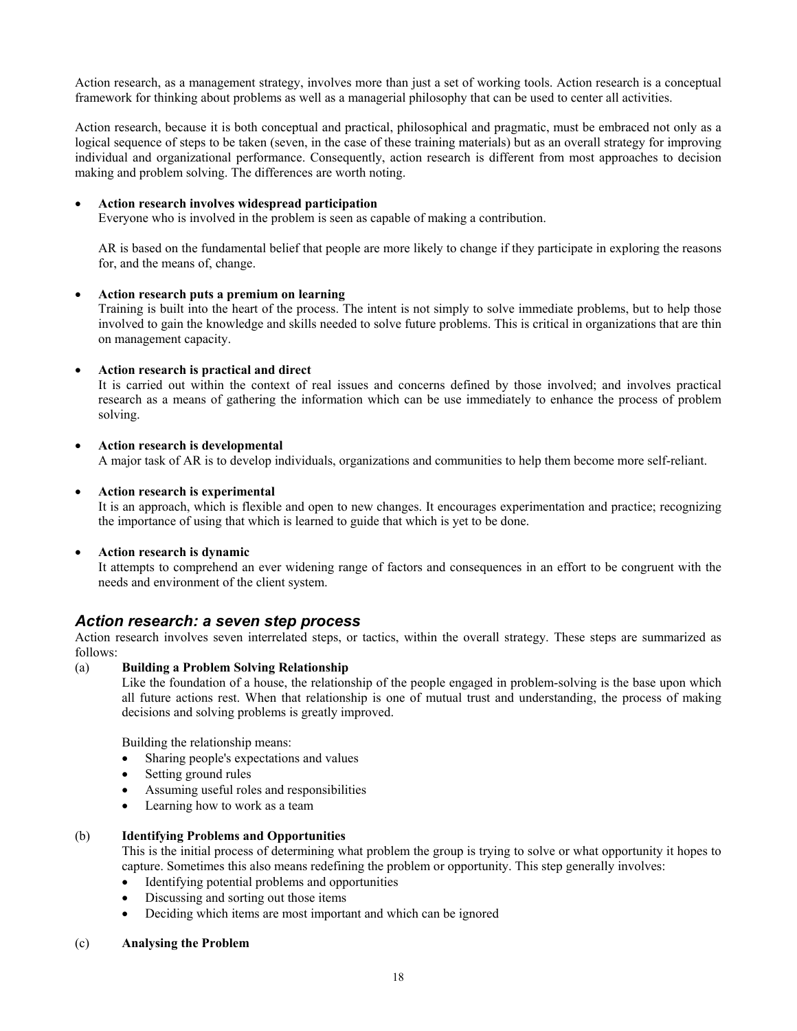Action research, as a management strategy, involves more than just a set of working tools. Action research is a conceptual framework for thinking about problems as well as a managerial philosophy that can be used to center all activities.

Action research, because it is both conceptual and practical, philosophical and pragmatic, must be embraced not only as a logical sequence of steps to be taken (seven, in the case of these training materials) but as an overall strategy for improving individual and organizational performance. Consequently, action research is different from most approaches to decision making and problem solving. The differences are worth noting.

- **Action research involves widespread participation**
  Everyone who is involved in the problem is seen as capable of making a contribution.

  AR is based on the fundamental belief that people are more likely to change if they participate in exploring the reasons for, and the means of, change.

- **Action research puts a premium on learning**
  Training is built into the heart of the process. The intent is not simply to solve immediate problems, but to help those involved to gain the knowledge and skills needed to solve future problems. This is critical in organizations that are thin on management capacity.

- **Action research is practical and direct**
  It is carried out within the context of real issues and concerns defined by those involved; and involves practical research as a means of gathering the information which can be use immediately to enhance the process of problem solving.

- **Action research is developmental**
  A major task of AR is to develop individuals, organizations and communities to help them become more self-reliant.

- **Action research is experimental**
  It is an approach, which is flexible and open to new changes. It encourages experimentation and practice; recognizing the importance of using that which is learned to guide that which is yet to be done.

- **Action research is dynamic**
  It attempts to comprehend an ever widening range of factors and consequences in an effort to be congruent with the needs and environment of the client system.

## *Action research: a seven step process*

Action research involves seven interrelated steps, or tactics, within the overall strategy. These steps are summarized as follows:

(a) **Building a Problem Solving Relationship**

Like the foundation of a house, the relationship of the people engaged in problem-solving is the base upon which all future actions rest. When that relationship is one of mutual trust and understanding, the process of making decisions and solving problems is greatly improved.

Building the relationship means:

- Sharing people's expectations and values
- Setting ground rules
- Assuming useful roles and responsibilities
- Learning how to work as a team

(b) **Identifying Problems and Opportunities**

This is the initial process of determining what problem the group is trying to solve or what opportunity it hopes to capture. Sometimes this also means redefining the problem or opportunity. This step generally involves:

- Identifying potential problems and opportunities
- Discussing and sorting out those items
- Deciding which items are most important and which can be ignored

(c) **Analysing the Problem**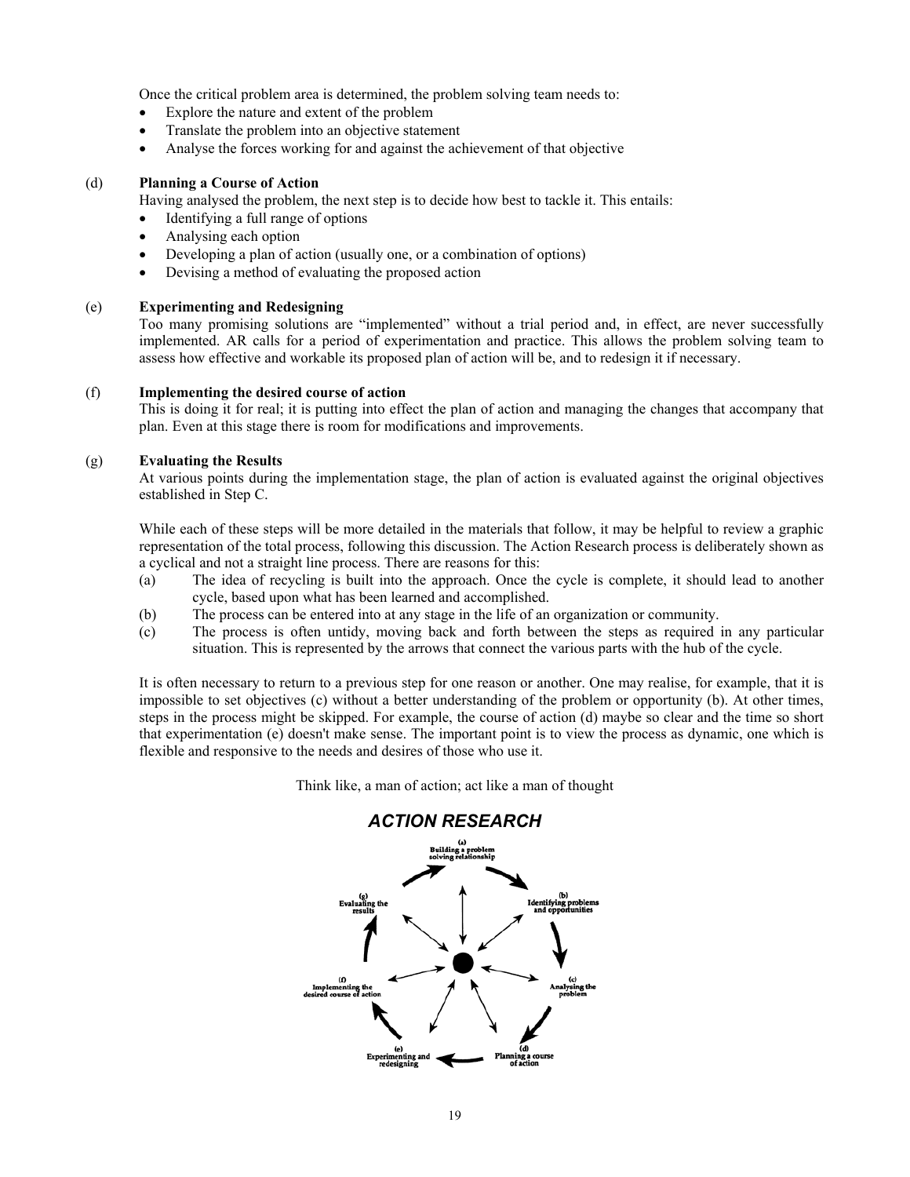Once the critical problem area is determined, the problem solving team needs to:

- Explore the nature and extent of the problem
- Translate the problem into an objective statement
- Analyse the forces working for and against the achievement of that objective

(d) **Planning a Course of Action**

Having analysed the problem, the next step is to decide how best to tackle it. This entails:

- Identifying a full range of options
- Analysing each option
- Developing a plan of action (usually one, or a combination of options)
- Devising a method of evaluating the proposed action

(e) **Experimenting and Redesigning**

Too many promising solutions are "implemented" without a trial period and, in effect, are never successfully implemented. AR calls for a period of experimentation and practice. This allows the problem solving team to assess how effective and workable its proposed plan of action will be, and to redesign it if necessary.

(f) **Implementing the desired course of action**

This is doing it for real; it is putting into effect the plan of action and managing the changes that accompany that plan. Even at this stage there is room for modifications and improvements.

(g) **Evaluating the Results**

At various points during the implementation stage, the plan of action is evaluated against the original objectives established in Step C.

While each of these steps will be more detailed in the materials that follow, it may be helpful to review a graphic representation of the total process, following this discussion. The Action Research process is deliberately shown as a cyclical and not a straight line process. There are reasons for this:

(a) The idea of recycling is built into the approach. Once the cycle is complete, it should lead to another cycle, based upon what has been learned and accomplished.

(b) The process can be entered into at any stage in the life of an organization or community.

(c) The process is often untidy, moving back and forth between the steps as required in any particular situation. This is represented by the arrows that connect the various parts with the hub of the cycle.

It is often necessary to return to a previous step for one reason or another. One may realise, for example, that it is impossible to set objectives (c) without a better understanding of the problem or opportunity (b). At other times, steps in the process might be skipped. For example, the course of action (d) maybe so clear and the time so short that experimentation (e) doesn't make sense. The important point is to view the process as dynamic, one which is flexible and responsive to the needs and desires of those who use it.

Think like, a man of action; act like a man of thought

***ACTION RESEARCH***

(a) Building a problem solving relationship

(b) Identifying problems and opportunities

(c) Analysing the problem

(d) Planning a course of action

(e) Experimenting and redesigning

(f) Implementing the desired course of action

(g) Evaluating the results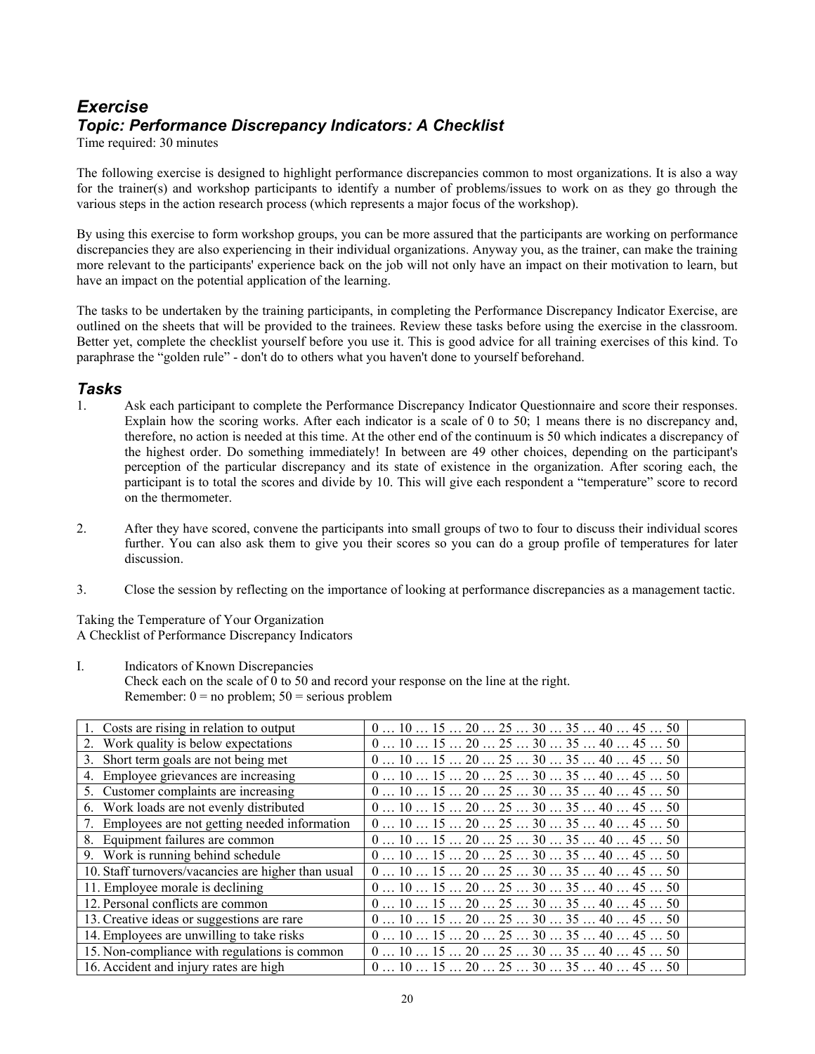## *Exercise*
## *Topic: Performance Discrepancy Indicators: A Checklist*

Time required: 30 minutes

The following exercise is designed to highlight performance discrepancies common to most organizations. It is also a way for the trainer(s) and workshop participants to identify a number of problems/issues to work on as they go through the various steps in the action research process (which represents a major focus of the workshop).

By using this exercise to form workshop groups, you can be more assured that the participants are working on performance discrepancies they are also experiencing in their individual organizations. Anyway you, as the trainer, can make the training more relevant to the participants' experience back on the job will not only have an impact on their motivation to learn, but have an impact on the potential application of the learning.

The tasks to be undertaken by the training participants, in completing the Performance Discrepancy Indicator Exercise, are outlined on the sheets that will be provided to the trainees. Review these tasks before using the exercise in the classroom. Better yet, complete the checklist yourself before you use it. This is good advice for all training exercises of this kind. To paraphrase the "golden rule" - don't do to others what you haven't done to yourself beforehand.

### *Tasks*

1. Ask each participant to complete the Performance Discrepancy Indicator Questionnaire and score their responses. Explain how the scoring works. After each indicator is a scale of 0 to 50; 1 means there is no discrepancy and, therefore, no action is needed at this time. At the other end of the continuum is 50 which indicates a discrepancy of the highest order. Do something immediately! In between are 49 other choices, depending on the participant's perception of the particular discrepancy and its state of existence in the organization. After scoring each, the participant is to total the scores and divide by 10. This will give each respondent a "temperature" score to record on the thermometer.

2. After they have scored, convene the participants into small groups of two to four to discuss their individual scores further. You can also ask them to give you their scores so you can do a group profile of temperatures for later discussion.

3. Close the session by reflecting on the importance of looking at performance discrepancies as a management tactic.

Taking the Temperature of Your Organization
A Checklist of Performance Discrepancy Indicators

I. Indicators of Known Discrepancies
Check each on the scale of 0 to 50 and record your response on the line at the right.
Remember: 0 = no problem; 50 = serious problem

| | | |
|---|---|---|
| 1. Costs are rising in relation to output | 0 … 10 … 15 … 20 … 25 … 30 … 35 … 40 … 45 … 50 | |
| 2. Work quality is below expectations | 0 … 10 … 15 … 20 … 25 … 30 … 35 … 40 … 45 … 50 | |
| 3. Short term goals are not being met | 0 … 10 … 15 … 20 … 25 … 30 … 35 … 40 … 45 … 50 | |
| 4. Employee grievances are increasing | 0 … 10 … 15 … 20 … 25 … 30 … 35 … 40 … 45 … 50 | |
| 5. Customer complaints are increasing | 0 … 10 … 15 … 20 … 25 … 30 … 35 … 40 … 45 … 50 | |
| 6. Work loads are not evenly distributed | 0 … 10 … 15 … 20 … 25 … 30 … 35 … 40 … 45 … 50 | |
| 7. Employees are not getting needed information | 0 … 10 … 15 … 20 … 25 … 30 … 35 … 40 … 45 … 50 | |
| 8. Equipment failures are common | 0 … 10 … 15 … 20 … 25 … 30 … 35 … 40 … 45 … 50 | |
| 9. Work is running behind schedule | 0 … 10 … 15 … 20 … 25 … 30 … 35 … 40 … 45 … 50 | |
| 10. Staff turnovers/vacancies are higher than usual | 0 … 10 … 15 … 20 … 25 … 30 … 35 … 40 … 45 … 50 | |
| 11. Employee morale is declining | 0 … 10 … 15 … 20 … 25 … 30 … 35 … 40 … 45 … 50 | |
| 12. Personal conflicts are common | 0 … 10 … 15 … 20 … 25 … 30 … 35 … 40 … 45 … 50 | |
| 13. Creative ideas or suggestions are rare | 0 … 10 … 15 … 20 … 25 … 30 … 35 … 40 … 45 … 50 | |
| 14. Employees are unwilling to take risks | 0 … 10 … 15 … 20 … 25 … 30 … 35 … 40 … 45 … 50 | |
| 15. Non-compliance with regulations is common | 0 … 10 … 15 … 20 … 25 … 30 … 35 … 40 … 45 … 50 | |
| 16. Accident and injury rates are high | 0 … 10 … 15 … 20 … 25 … 30 … 35 … 40 … 45 … 50 | |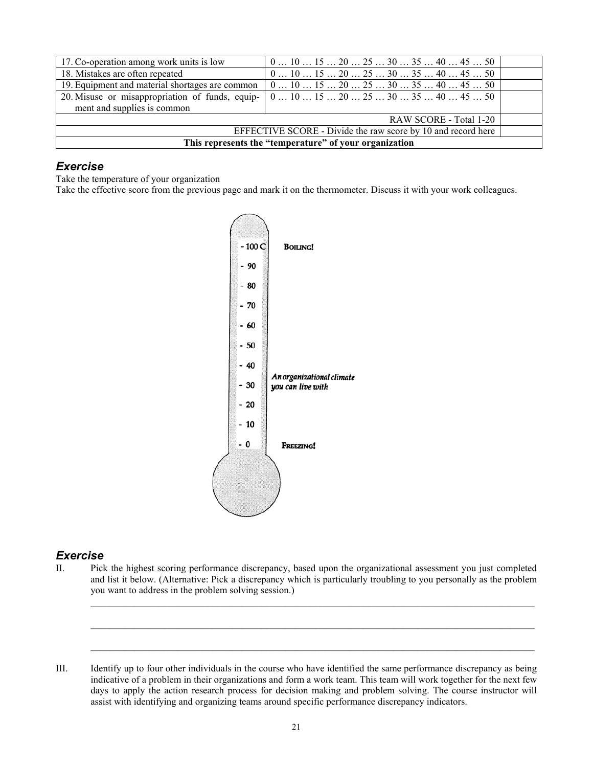| | | |
|---|---|---|
| 17. Co-operation among work units is low | 0 … 10 … 15 … 20 … 25 … 30 … 35 … 40 … 45 … 50 | |
| 18. Mistakes are often repeated | 0 … 10 … 15 … 20 … 25 … 30 … 35 … 40 … 45 … 50 | |
| 19. Equipment and material shortages are common | 0 … 10 … 15 … 20 … 25 … 30 … 35 … 40 … 45 … 50 | |
| 20. Misuse or misappropriation of funds, equipment and supplies is common | 0 … 10 … 15 … 20 … 25 … 30 … 35 … 40 … 45 … 50 | |
| | RAW SCORE - Total 1-20 | |
| | EFFECTIVE SCORE - Divide the raw score by 10 and record here | |
| | **This represents the "temperature" of your organization** | |

### *Exercise*

Take the temperature of your organization

Take the effective score from the previous page and mark it on the thermometer. Discuss it with your work colleagues.

- 100 C — BOILING!
- 90
- 80
- 70
- 60
- 50
- 40
- 30 — *An organizational climate you can live with*
- 20
- 10
- 0 — FREEZING!

### *Exercise*

II. Pick the highest scoring performance discrepancy, based upon the organizational assessment you just completed and list it below. (Alternative: Pick a discrepancy which is particularly troubling to you personally as the problem you want to address in the problem solving session.)

\_\_\_\_\_\_\_\_\_\_\_\_\_\_\_\_\_\_\_\_\_\_\_\_\_\_\_\_\_\_\_\_\_\_\_\_\_\_\_\_\_\_\_\_\_\_\_\_\_\_\_\_\_\_\_\_\_\_\_\_\_\_\_\_\_\_\_\_\_\_\_\_\_\_\_\_\_\_

\_\_\_\_\_\_\_\_\_\_\_\_\_\_\_\_\_\_\_\_\_\_\_\_\_\_\_\_\_\_\_\_\_\_\_\_\_\_\_\_\_\_\_\_\_\_\_\_\_\_\_\_\_\_\_\_\_\_\_\_\_\_\_\_\_\_\_\_\_\_\_\_\_\_\_\_\_\_

\_\_\_\_\_\_\_\_\_\_\_\_\_\_\_\_\_\_\_\_\_\_\_\_\_\_\_\_\_\_\_\_\_\_\_\_\_\_\_\_\_\_\_\_\_\_\_\_\_\_\_\_\_\_\_\_\_\_\_\_\_\_\_\_\_\_\_\_\_\_\_\_\_\_\_\_\_\_

III. Identify up to four other individuals in the course who have identified the same performance discrepancy as being indicative of a problem in their organizations and form a work team. This team will work together for the next few days to apply the action research process for decision making and problem solving. The course instructor will assist with identifying and organizing teams around specific performance discrepancy indicators.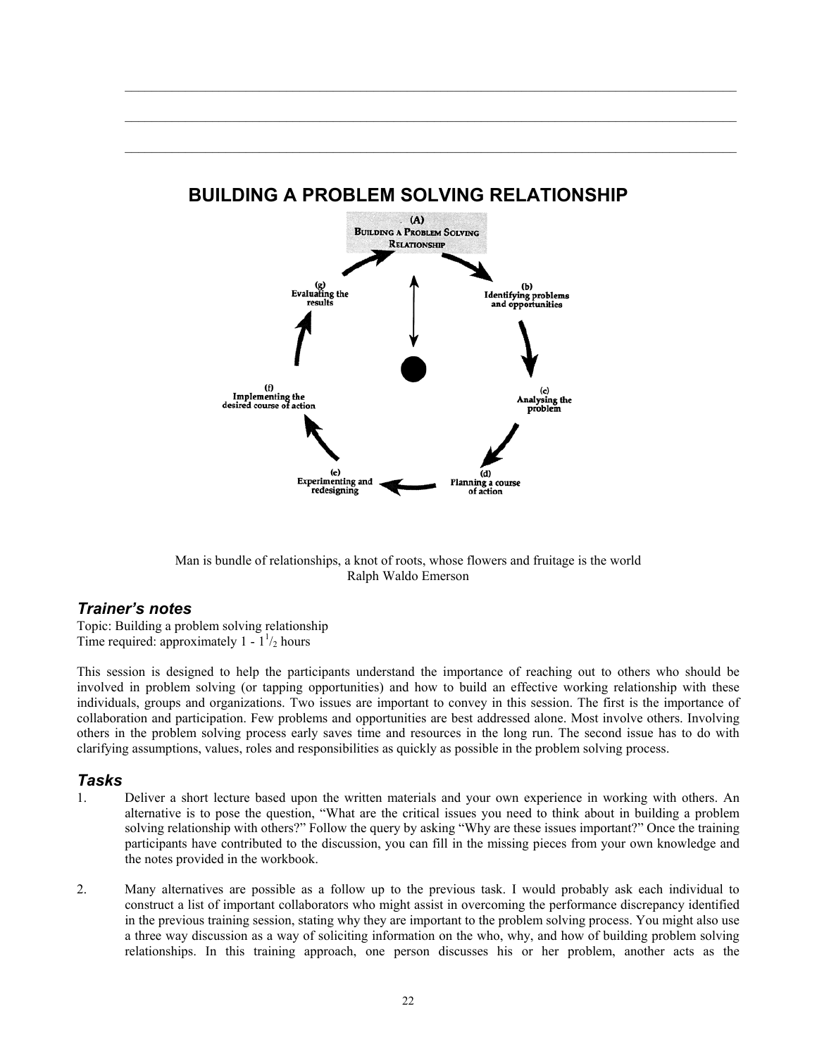# BUILDING A PROBLEM SOLVING RELATIONSHIP

(A) Building a Problem Solving Relationship

(b) Identifying problems and opportunities

(c) Analysing the problem

(d) Planning a course of action

(e) Experimenting and redesigning

(f) Implementing the desired course of action

(g) Evaluating the results

Man is bundle of relationships, a knot of roots, whose flowers and fruitage is the world
Ralph Waldo Emerson

## *Trainer's notes*

Topic: Building a problem solving relationship
Time required: approximately 1 - $1^{1}/_{2}$ hours

This session is designed to help the participants understand the importance of reaching out to others who should be involved in problem solving (or tapping opportunities) and how to build an effective working relationship with these individuals, groups and organizations. Two issues are important to convey in this session. The first is the importance of collaboration and participation. Few problems and opportunities are best addressed alone. Most involve others. Involving others in the problem solving process early saves time and resources in the long run. The second issue has to do with clarifying assumptions, values, roles and responsibilities as quickly as possible in the problem solving process.

## *Tasks*

1. Deliver a short lecture based upon the written materials and your own experience in working with others. An alternative is to pose the question, "What are the critical issues you need to think about in building a problem solving relationship with others?" Follow the query by asking "Why are these issues important?" Once the training participants have contributed to the discussion, you can fill in the missing pieces from your own knowledge and the notes provided in the workbook.

2. Many alternatives are possible as a follow up to the previous task. I would probably ask each individual to construct a list of important collaborators who might assist in overcoming the performance discrepancy identified in the previous training session, stating why they are important to the problem solving process. You might also use a three way discussion as a way of soliciting information on the who, why, and how of building problem solving relationships. In this training approach, one person discusses his or her problem, another acts as the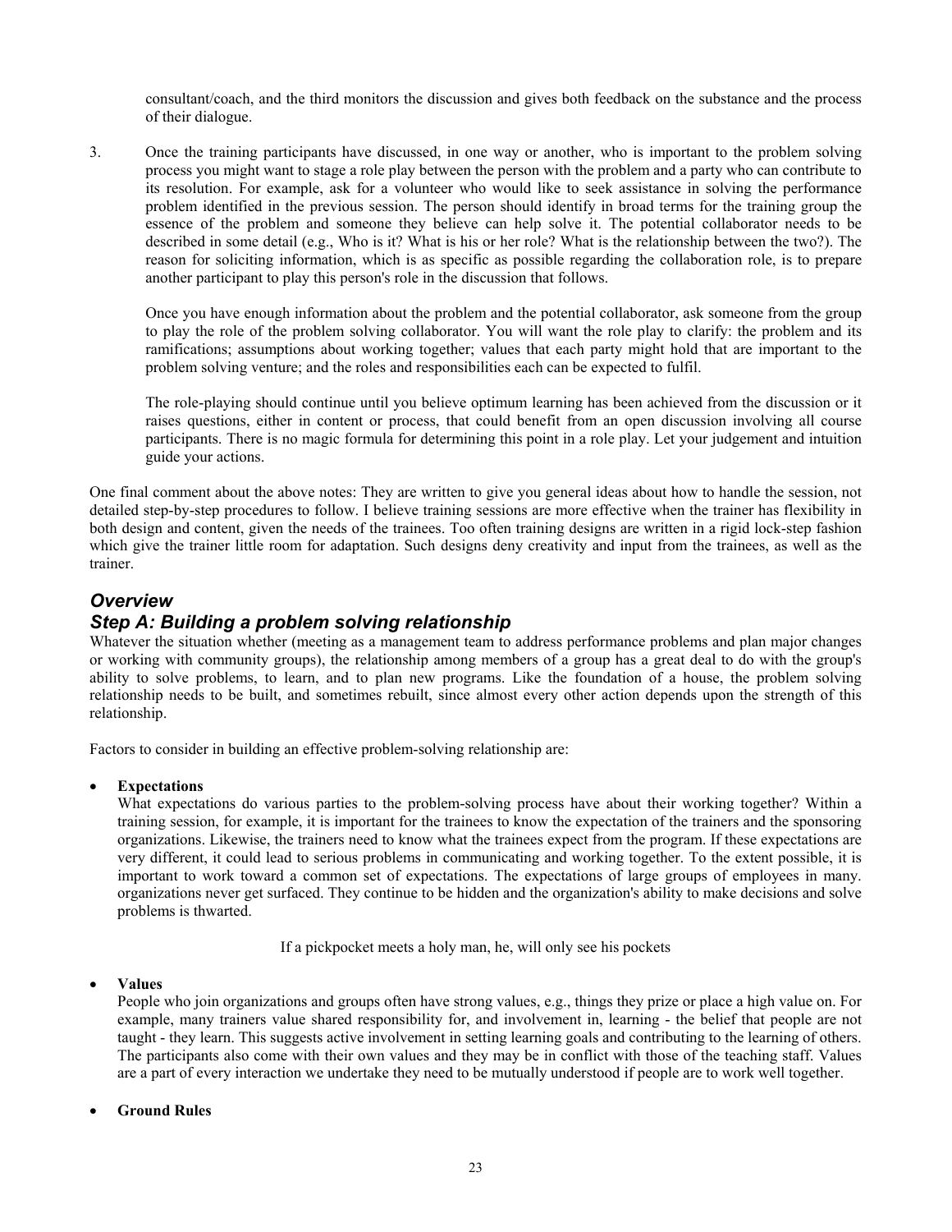consultant/coach, and the third monitors the discussion and gives both feedback on the substance and the process of their dialogue.

3. Once the training participants have discussed, in one way or another, who is important to the problem solving process you might want to stage a role play between the person with the problem and a party who can contribute to its resolution. For example, ask for a volunteer who would like to seek assistance in solving the performance problem identified in the previous session. The person should identify in broad terms for the training group the essence of the problem and someone they believe can help solve it. The potential collaborator needs to be described in some detail (e.g., Who is it? What is his or her role? What is the relationship between the two?). The reason for soliciting information, which is as specific as possible regarding the collaboration role, is to prepare another participant to play this person's role in the discussion that follows.

   Once you have enough information about the problem and the potential collaborator, ask someone from the group to play the role of the problem solving collaborator. You will want the role play to clarify: the problem and its ramifications; assumptions about working together; values that each party might hold that are important to the problem solving venture; and the roles and responsibilities each can be expected to fulfil.

   The role-playing should continue until you believe optimum learning has been achieved from the discussion or it raises questions, either in content or process, that could benefit from an open discussion involving all course participants. There is no magic formula for determining this point in a role play. Let your judgement and intuition guide your actions.

One final comment about the above notes: They are written to give you general ideas about how to handle the session, not detailed step-by-step procedures to follow. I believe training sessions are more effective when the trainer has flexibility in both design and content, given the needs of the trainees. Too often training designs are written in a rigid lock-step fashion which give the trainer little room for adaptation. Such designs deny creativity and input from the trainees, as well as the trainer.

## *Overview*

## *Step A: Building a problem solving relationship*

Whatever the situation whether (meeting as a management team to address performance problems and plan major changes or working with community groups), the relationship among members of a group has a great deal to do with the group's ability to solve problems, to learn, and to plan new programs. Like the foundation of a house, the problem solving relationship needs to be built, and sometimes rebuilt, since almost every other action depends upon the strength of this relationship.

Factors to consider in building an effective problem-solving relationship are:

- **Expectations**
  What expectations do various parties to the problem-solving process have about their working together? Within a training session, for example, it is important for the trainees to know the expectation of the trainers and the sponsoring organizations. Likewise, the trainers need to know what the trainees expect from the program. If these expectations are very different, it could lead to serious problems in communicating and working together. To the extent possible, it is important to work toward a common set of expectations. The expectations of large groups of employees in many. organizations never get surfaced. They continue to be hidden and the organization's ability to make decisions and solve problems is thwarted.

  If a pickpocket meets a holy man, he, will only see his pockets

- **Values**
  People who join organizations and groups often have strong values, e.g., things they prize or place a high value on. For example, many trainers value shared responsibility for, and involvement in, learning - the belief that people are not taught - they learn. This suggests active involvement in setting learning goals and contributing to the learning of others. The participants also come with their own values and they may be in conflict with those of the teaching staff. Values are a part of every interaction we undertake they need to be mutually understood if people are to work well together.

- **Ground Rules**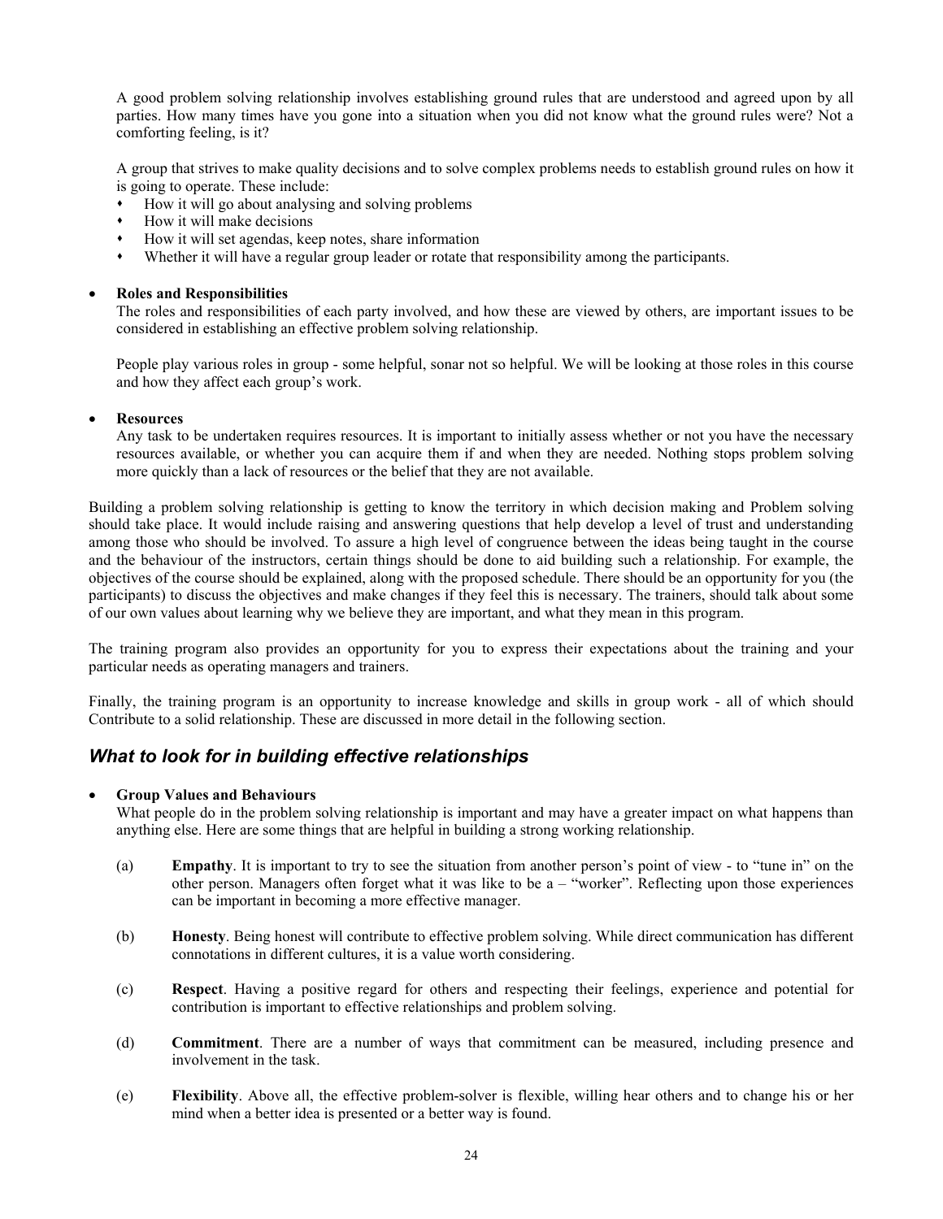A good problem solving relationship involves establishing ground rules that are understood and agreed upon by all parties. How many times have you gone into a situation when you did not know what the ground rules were? Not a comforting feeling, is it?

A group that strives to make quality decisions and to solve complex problems needs to establish ground rules on how it is going to operate. These include:

- How it will go about analysing and solving problems
- How it will make decisions
- How it will set agendas, keep notes, share information
- Whether it will have a regular group leader or rotate that responsibility among the participants.

- **Roles and Responsibilities**
  The roles and responsibilities of each party involved, and how these are viewed by others, are important issues to be considered in establishing an effective problem solving relationship.

  People play various roles in group - some helpful, sonar not so helpful. We will be looking at those roles in this course and how they affect each group's work.

- **Resources**
  Any task to be undertaken requires resources. It is important to initially assess whether or not you have the necessary resources available, or whether you can acquire them if and when they are needed. Nothing stops problem solving more quickly than a lack of resources or the belief that they are not available.

Building a problem solving relationship is getting to know the territory in which decision making and Problem solving should take place. It would include raising and answering questions that help develop a level of trust and understanding among those who should be involved. To assure a high level of congruence between the ideas being taught in the course and the behaviour of the instructors, certain things should be done to aid building such a relationship. For example, the objectives of the course should be explained, along with the proposed schedule. There should be an opportunity for you (the participants) to discuss the objectives and make changes if they feel this is necessary. The trainers, should talk about some of our own values about learning why we believe they are important, and what they mean in this program.

The training program also provides an opportunity for you to express their expectations about the training and your particular needs as operating managers and trainers.

Finally, the training program is an opportunity to increase knowledge and skills in group work - all of which should Contribute to a solid relationship. These are discussed in more detail in the following section.

## *What to look for in building effective relationships*

- **Group Values and Behaviours**
  What people do in the problem solving relationship is important and may have a greater impact on what happens than anything else. Here are some things that are helpful in building a strong working relationship.

  (a) **Empathy**. It is important to try to see the situation from another person's point of view - to "tune in" on the other person. Managers often forget what it was like to be a – "worker". Reflecting upon those experiences can be important in becoming a more effective manager.

  (b) **Honesty**. Being honest will contribute to effective problem solving. While direct communication has different connotations in different cultures, it is a value worth considering.

  (c) **Respect**. Having a positive regard for others and respecting their feelings, experience and potential for contribution is important to effective relationships and problem solving.

  (d) **Commitment**. There are a number of ways that commitment can be measured, including presence and involvement in the task.

  (e) **Flexibility**. Above all, the effective problem-solver is flexible, willing hear others and to change his or her mind when a better idea is presented or a better way is found.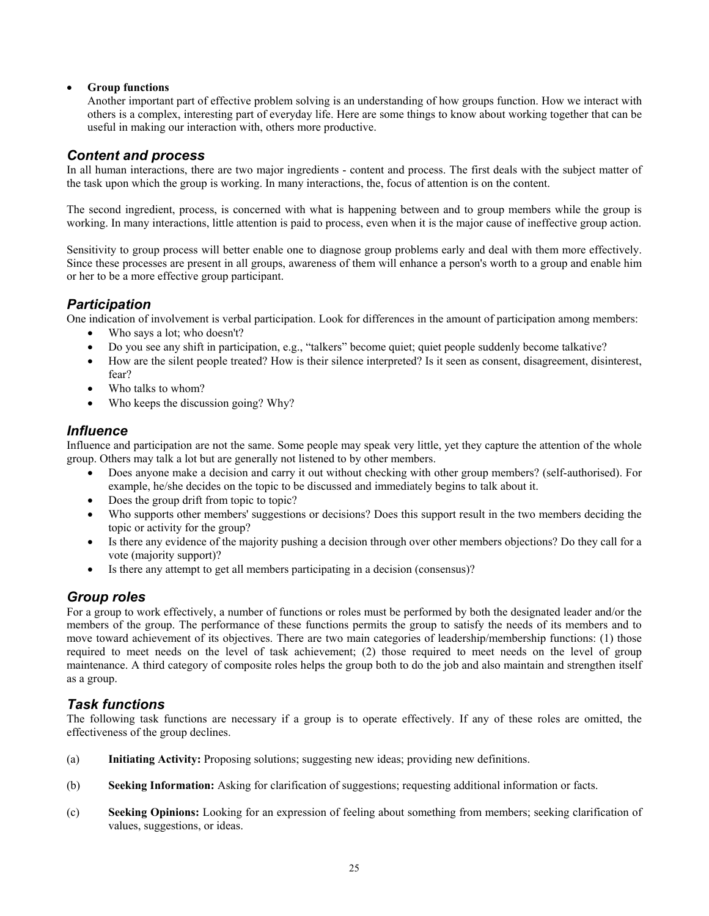- **Group functions**
  Another important part of effective problem solving is an understanding of how groups function. How we interact with others is a complex, interesting part of everyday life. Here are some things to know about working together that can be useful in making our interaction with, others more productive.

## *Content and process*

In all human interactions, there are two major ingredients - content and process. The first deals with the subject matter of the task upon which the group is working. In many interactions, the, focus of attention is on the content.

The second ingredient, process, is concerned with what is happening between and to group members while the group is working. In many interactions, little attention is paid to process, even when it is the major cause of ineffective group action.

Sensitivity to group process will better enable one to diagnose group problems early and deal with them more effectively. Since these processes are present in all groups, awareness of them will enhance a person's worth to a group and enable him or her to be a more effective group participant.

## *Participation*

One indication of involvement is verbal participation. Look for differences in the amount of participation among members:

- Who says a lot; who doesn't?
- Do you see any shift in participation, e.g., "talkers" become quiet; quiet people suddenly become talkative?
- How are the silent people treated? How is their silence interpreted? Is it seen as consent, disagreement, disinterest, fear?
- Who talks to whom?
- Who keeps the discussion going? Why?

## *Influence*

Influence and participation are not the same. Some people may speak very little, yet they capture the attention of the whole group. Others may talk a lot but are generally not listened to by other members.

- Does anyone make a decision and carry it out without checking with other group members? (self-authorised). For example, he/she decides on the topic to be discussed and immediately begins to talk about it.
- Does the group drift from topic to topic?
- Who supports other members' suggestions or decisions? Does this support result in the two members deciding the topic or activity for the group?
- Is there any evidence of the majority pushing a decision through over other members objections? Do they call for a vote (majority support)?
- Is there any attempt to get all members participating in a decision (consensus)?

## *Group roles*

For a group to work effectively, a number of functions or roles must be performed by both the designated leader and/or the members of the group. The performance of these functions permits the group to satisfy the needs of its members and to move toward achievement of its objectives. There are two main categories of leadership/membership functions: (1) those required to meet needs on the level of task achievement; (2) those required to meet needs on the level of group maintenance. A third category of composite roles helps the group both to do the job and also maintain and strengthen itself as a group.

## *Task functions*

The following task functions are necessary if a group is to operate effectively. If any of these roles are omitted, the effectiveness of the group declines.

(a) **Initiating Activity:** Proposing solutions; suggesting new ideas; providing new definitions.

(b) **Seeking Information:** Asking for clarification of suggestions; requesting additional information or facts.

(c) **Seeking Opinions:** Looking for an expression of feeling about something from members; seeking clarification of values, suggestions, or ideas.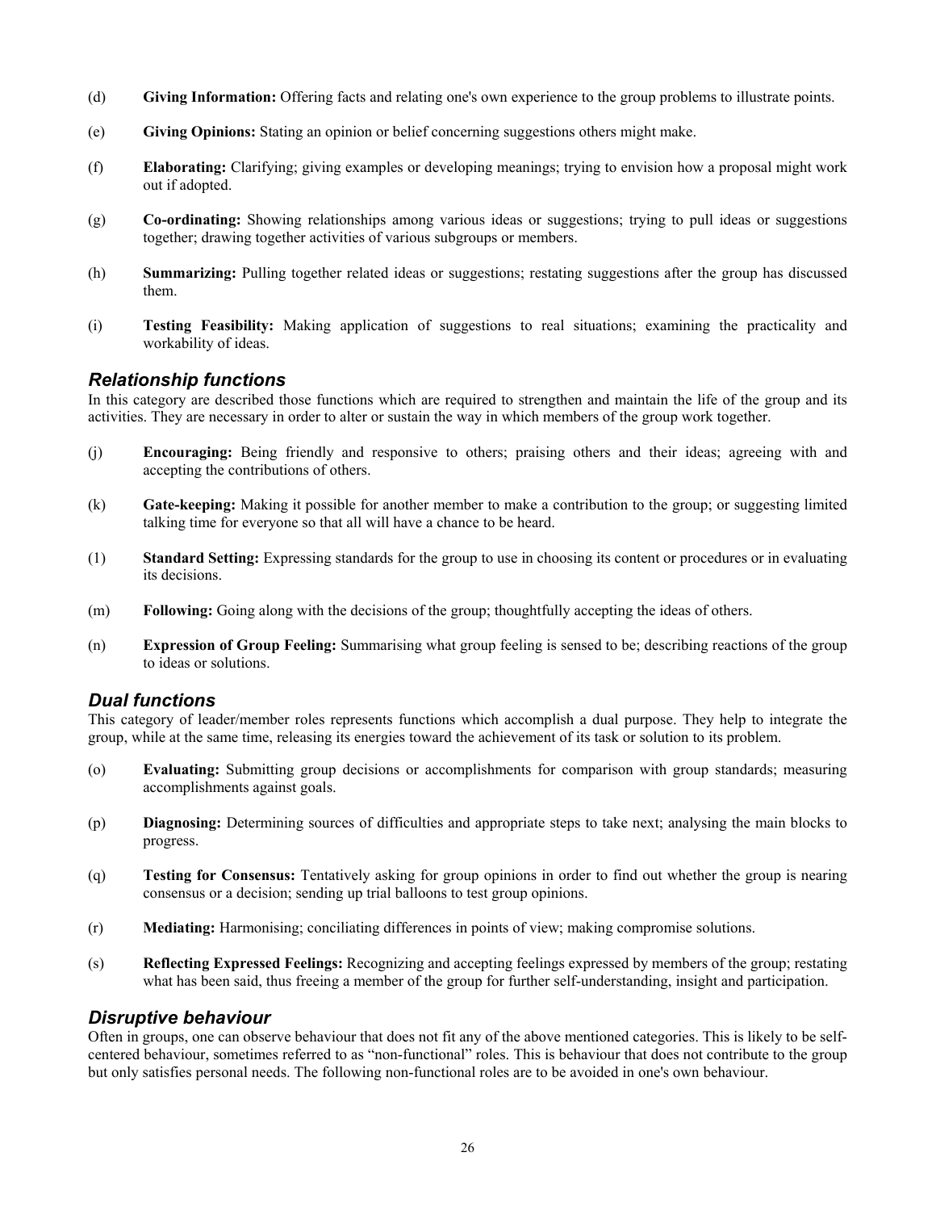(d) **Giving Information:** Offering facts and relating one's own experience to the group problems to illustrate points.

(e) **Giving Opinions:** Stating an opinion or belief concerning suggestions others might make.

(f) **Elaborating:** Clarifying; giving examples or developing meanings; trying to envision how a proposal might work out if adopted.

(g) **Co-ordinating:** Showing relationships among various ideas or suggestions; trying to pull ideas or suggestions together; drawing together activities of various subgroups or members.

(h) **Summarizing:** Pulling together related ideas or suggestions; restating suggestions after the group has discussed them.

(i) **Testing Feasibility:** Making application of suggestions to real situations; examining the practicality and workability of ideas.

## *Relationship functions*

In this category are described those functions which are required to strengthen and maintain the life of the group and its activities. They are necessary in order to alter or sustain the way in which members of the group work together.

(j) **Encouraging:** Being friendly and responsive to others; praising others and their ideas; agreeing with and accepting the contributions of others.

(k) **Gate-keeping:** Making it possible for another member to make a contribution to the group; or suggesting limited talking time for everyone so that all will have a chance to be heard.

(1) **Standard Setting:** Expressing standards for the group to use in choosing its content or procedures or in evaluating its decisions.

(m) **Following:** Going along with the decisions of the group; thoughtfully accepting the ideas of others.

(n) **Expression of Group Feeling:** Summarising what group feeling is sensed to be; describing reactions of the group to ideas or solutions.

## *Dual functions*

This category of leader/member roles represents functions which accomplish a dual purpose. They help to integrate the group, while at the same time, releasing its energies toward the achievement of its task or solution to its problem.

(o) **Evaluating:** Submitting group decisions or accomplishments for comparison with group standards; measuring accomplishments against goals.

(p) **Diagnosing:** Determining sources of difficulties and appropriate steps to take next; analysing the main blocks to progress.

(q) **Testing for Consensus:** Tentatively asking for group opinions in order to find out whether the group is nearing consensus or a decision; sending up trial balloons to test group opinions.

(r) **Mediating:** Harmonising; conciliating differences in points of view; making compromise solutions.

(s) **Reflecting Expressed Feelings:** Recognizing and accepting feelings expressed by members of the group; restating what has been said, thus freeing a member of the group for further self-understanding, insight and participation.

## *Disruptive behaviour*

Often in groups, one can observe behaviour that does not fit any of the above mentioned categories. This is likely to be self-centered behaviour, sometimes referred to as "non-functional" roles. This is behaviour that does not contribute to the group but only satisfies personal needs. The following non-functional roles are to be avoided in one's own behaviour.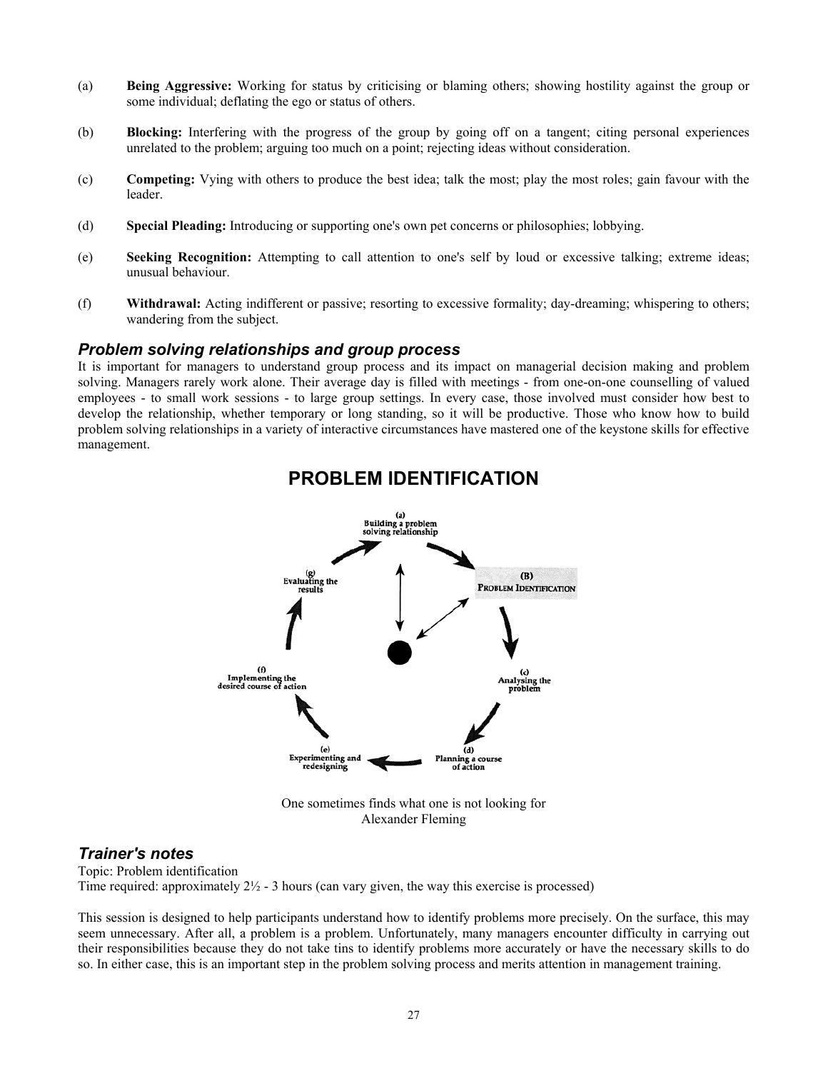(a) **Being Aggressive:** Working for status by criticising or blaming others; showing hostility against the group or some individual; deflating the ego or status of others.

(b) **Blocking:** Interfering with the progress of the group by going off on a tangent; citing personal experiences unrelated to the problem; arguing too much on a point; rejecting ideas without consideration.

(c) **Competing:** Vying with others to produce the best idea; talk the most; play the most roles; gain favour with the leader.

(d) **Special Pleading:** Introducing or supporting one's own pet concerns or philosophies; lobbying.

(e) **Seeking Recognition:** Attempting to call attention to one's self by loud or excessive talking; extreme ideas; unusual behaviour.

(f) **Withdrawal:** Acting indifferent or passive; resorting to excessive formality; day-dreaming; whispering to others; wandering from the subject.

### *Problem solving relationships and group process*

It is important for managers to understand group process and its impact on managerial decision making and problem solving. Managers rarely work alone. Their average day is filled with meetings - from one-on-one counselling of valued employees - to small work sessions - to large group settings. In every case, those involved must consider how best to develop the relationship, whether temporary or long standing, so it will be productive. Those who know how to build problem solving relationships in a variety of interactive circumstances have mastered one of the keystone skills for effective management.

## PROBLEM IDENTIFICATION

(a) Building a problem solving relationship

(B) PROBLEM IDENTIFICATION

(c) Analysing the problem

(d) Planning a course of action

(e) Experimenting and redesigning

(f) Implementing the desired course of action

(g) Evaluating the results

One sometimes finds what one is not looking for
Alexander Fleming

### *Trainer's notes*

Topic: Problem identification
Time required: approximately 2½ - 3 hours (can vary given, the way this exercise is processed)

This session is designed to help participants understand how to identify problems more precisely. On the surface, this may seem unnecessary. After all, a problem is a problem. Unfortunately, many managers encounter difficulty in carrying out their responsibilities because they do not take tins to identify problems more accurately or have the necessary skills to do so. In either case, this is an important step in the problem solving process and merits attention in management training.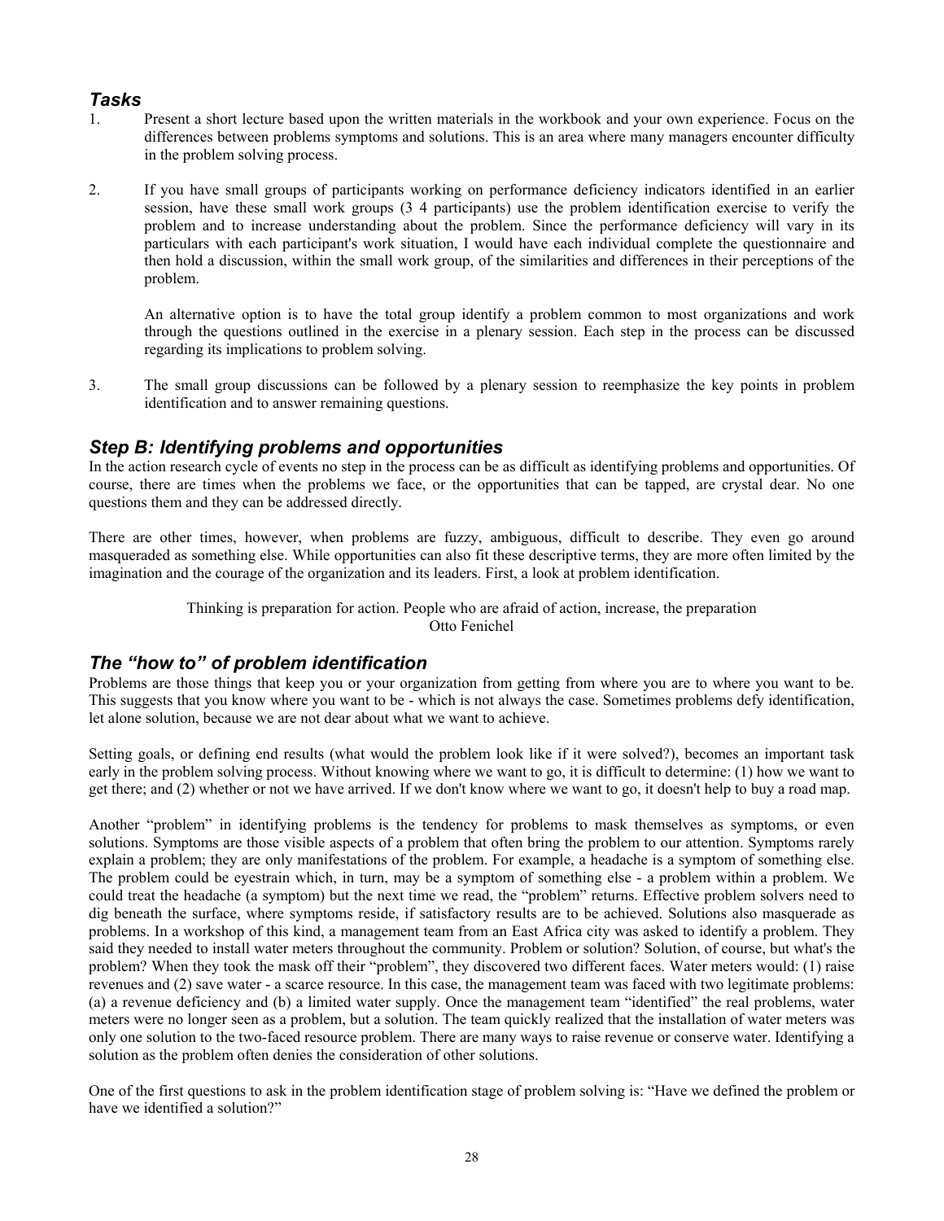### *Tasks*

1. Present a short lecture based upon the written materials in the workbook and your own experience. Focus on the differences between problems symptoms and solutions. This is an area where many managers encounter difficulty in the problem solving process.

2. If you have small groups of participants working on performance deficiency indicators identified in an earlier session, have these small work groups (3 4 participants) use the problem identification exercise to verify the problem and to increase understanding about the problem. Since the performance deficiency will vary in its particulars with each participant's work situation, I would have each individual complete the questionnaire and then hold a discussion, within the small work group, of the similarities and differences in their perceptions of the problem.

   An alternative option is to have the total group identify a problem common to most organizations and work through the questions outlined in the exercise in a plenary session. Each step in the process can be discussed regarding its implications to problem solving.

3. The small group discussions can be followed by a plenary session to reemphasize the key points in problem identification and to answer remaining questions.

## *Step B: Identifying problems and opportunities*

In the action research cycle of events no step in the process can be as difficult as identifying problems and opportunities. Of course, there are times when the problems we face, or the opportunities that can be tapped, are crystal dear. No one questions them and they can be addressed directly.

There are other times, however, when problems are fuzzy, ambiguous, difficult to describe. They even go around masqueraded as something else. While opportunities can also fit these descriptive terms, they are more often limited by the imagination and the courage of the organization and its leaders. First, a look at problem identification.

> Thinking is preparation for action. People who are afraid of action, increase, the preparation
> Otto Fenichel

## *The "how to" of problem identification*

Problems are those things that keep you or your organization from getting from where you are to where you want to be. This suggests that you know where you want to be - which is not always the case. Sometimes problems defy identification, let alone solution, because we are not dear about what we want to achieve.

Setting goals, or defining end results (what would the problem look like if it were solved?), becomes an important task early in the problem solving process. Without knowing where we want to go, it is difficult to determine: (1) how we want to get there; and (2) whether or not we have arrived. If we don't know where we want to go, it doesn't help to buy a road map.

Another "problem" in identifying problems is the tendency for problems to mask themselves as symptoms, or even solutions. Symptoms are those visible aspects of a problem that often bring the problem to our attention. Symptoms rarely explain a problem; they are only manifestations of the problem. For example, a headache is a symptom of something else. The problem could be eyestrain which, in turn, may be a symptom of something else - a problem within a problem. We could treat the headache (a symptom) but the next time we read, the "problem" returns. Effective problem solvers need to dig beneath the surface, where symptoms reside, if satisfactory results are to be achieved. Solutions also masquerade as problems. In a workshop of this kind, a management team from an East Africa city was asked to identify a problem. They said they needed to install water meters throughout the community. Problem or solution? Solution, of course, but what's the problem? When they took the mask off their "problem", they discovered two different faces. Water meters would: (1) raise revenues and (2) save water - a scarce resource. In this case, the management team was faced with two legitimate problems: (a) a revenue deficiency and (b) a limited water supply. Once the management team "identified" the real problems, water meters were no longer seen as a problem, but a solution. The team quickly realized that the installation of water meters was only one solution to the two-faced resource problem. There are many ways to raise revenue or conserve water. Identifying a solution as the problem often denies the consideration of other solutions.

One of the first questions to ask in the problem identification stage of problem solving is: "Have we defined the problem or have we identified a solution?"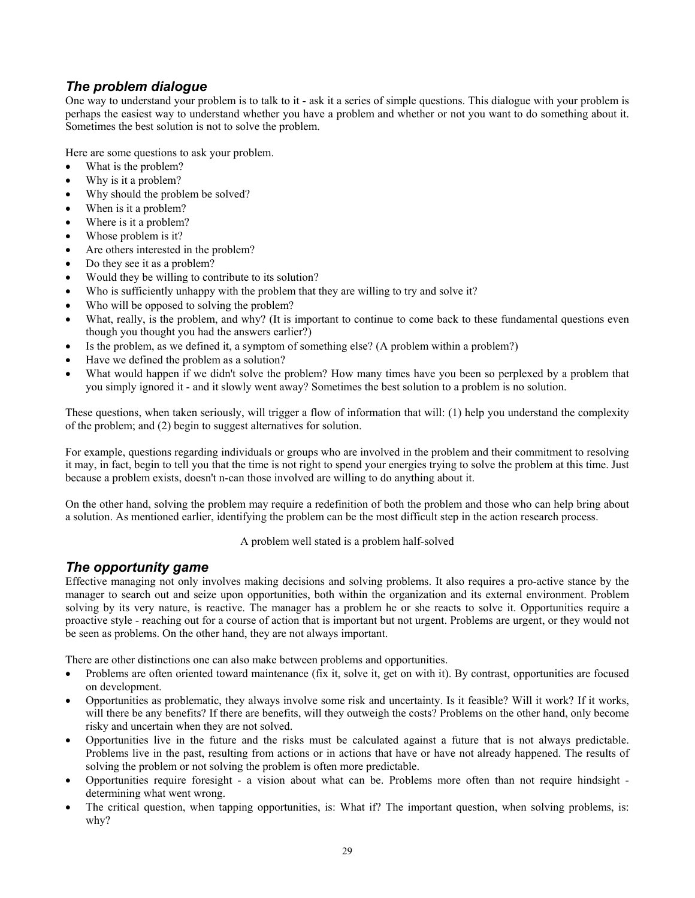### *The problem dialogue*

One way to understand your problem is to talk to it - ask it a series of simple questions. This dialogue with your problem is perhaps the easiest way to understand whether you have a problem and whether or not you want to do something about it. Sometimes the best solution is not to solve the problem.

Here are some questions to ask your problem.

- What is the problem?
- Why is it a problem?
- Why should the problem be solved?
- When is it a problem?
- Where is it a problem?
- Whose problem is it?
- Are others interested in the problem?
- Do they see it as a problem?
- Would they be willing to contribute to its solution?
- Who is sufficiently unhappy with the problem that they are willing to try and solve it?
- Who will be opposed to solving the problem?
- What, really, is the problem, and why? (It is important to continue to come back to these fundamental questions even though you thought you had the answers earlier?)
- Is the problem, as we defined it, a symptom of something else? (A problem within a problem?)
- Have we defined the problem as a solution?
- What would happen if we didn't solve the problem? How many times have you been so perplexed by a problem that you simply ignored it - and it slowly went away? Sometimes the best solution to a problem is no solution.

These questions, when taken seriously, will trigger a flow of information that will: (1) help you understand the complexity of the problem; and (2) begin to suggest alternatives for solution.

For example, questions regarding individuals or groups who are involved in the problem and their commitment to resolving it may, in fact, begin to tell you that the time is not right to spend your energies trying to solve the problem at this time. Just because a problem exists, doesn't n-can those involved are willing to do anything about it.

On the other hand, solving the problem may require a redefinition of both the problem and those who can help bring about a solution. As mentioned earlier, identifying the problem can be the most difficult step in the action research process.

A problem well stated is a problem half-solved

### *The opportunity game*

Effective managing not only involves making decisions and solving problems. It also requires a pro-active stance by the manager to search out and seize upon opportunities, both within the organization and its external environment. Problem solving by its very nature, is reactive. The manager has a problem he or she reacts to solve it. Opportunities require a proactive style - reaching out for a course of action that is important but not urgent. Problems are urgent, or they would not be seen as problems. On the other hand, they are not always important.

There are other distinctions one can also make between problems and opportunities.

- Problems are often oriented toward maintenance (fix it, solve it, get on with it). By contrast, opportunities are focused on development.
- Opportunities as problematic, they always involve some risk and uncertainty. Is it feasible? Will it work? If it works, will there be any benefits? If there are benefits, will they outweigh the costs? Problems on the other hand, only become risky and uncertain when they are not solved.
- Opportunities live in the future and the risks must be calculated against a future that is not always predictable. Problems live in the past, resulting from actions or in actions that have or have not already happened. The results of solving the problem or not solving the problem is often more predictable.
- Opportunities require foresight - a vision about what can be. Problems more often than not require hindsight - determining what went wrong.
- The critical question, when tapping opportunities, is: What if? The important question, when solving problems, is: why?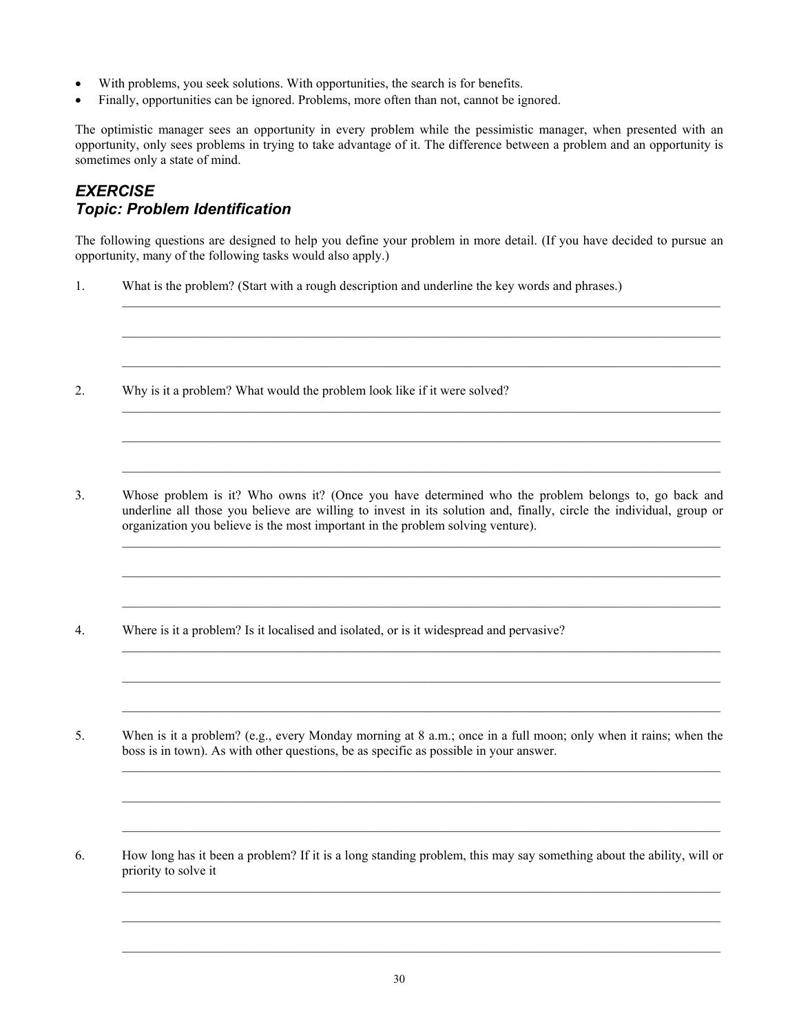- With problems, you seek solutions. With opportunities, the search is for benefits.
- Finally, opportunities can be ignored. Problems, more often than not, cannot be ignored.

The optimistic manager sees an opportunity in every problem while the pessimistic manager, when presented with an opportunity, only sees problems in trying to take advantage of it. The difference between a problem and an opportunity is sometimes only a state of mind.

## *EXERCISE*
## *Topic: Problem Identification*

The following questions are designed to help you define your problem in more detail. (If you have decided to pursue an opportunity, many of the following tasks would also apply.)

1. What is the problem? (Start with a rough description and underline the key words and phrases.)

   \_\_\_\_\_\_\_\_\_\_\_\_\_\_\_\_\_\_\_\_\_\_\_\_\_\_\_\_\_\_\_\_\_\_\_\_\_\_\_\_\_\_\_\_\_\_\_\_\_\_\_\_\_\_\_\_\_\_\_\_\_\_\_\_\_\_\_\_\_\_\_\_\_\_\_\_\_\_\_\_\_\_

   \_\_\_\_\_\_\_\_\_\_\_\_\_\_\_\_\_\_\_\_\_\_\_\_\_\_\_\_\_\_\_\_\_\_\_\_\_\_\_\_\_\_\_\_\_\_\_\_\_\_\_\_\_\_\_\_\_\_\_\_\_\_\_\_\_\_\_\_\_\_\_\_\_\_\_\_\_\_\_\_\_\_

   \_\_\_\_\_\_\_\_\_\_\_\_\_\_\_\_\_\_\_\_\_\_\_\_\_\_\_\_\_\_\_\_\_\_\_\_\_\_\_\_\_\_\_\_\_\_\_\_\_\_\_\_\_\_\_\_\_\_\_\_\_\_\_\_\_\_\_\_\_\_\_\_\_\_\_\_\_\_\_\_\_\_

2. Why is it a problem? What would the problem look like if it were solved?

   \_\_\_\_\_\_\_\_\_\_\_\_\_\_\_\_\_\_\_\_\_\_\_\_\_\_\_\_\_\_\_\_\_\_\_\_\_\_\_\_\_\_\_\_\_\_\_\_\_\_\_\_\_\_\_\_\_\_\_\_\_\_\_\_\_\_\_\_\_\_\_\_\_\_\_\_\_\_\_\_\_\_

   \_\_\_\_\_\_\_\_\_\_\_\_\_\_\_\_\_\_\_\_\_\_\_\_\_\_\_\_\_\_\_\_\_\_\_\_\_\_\_\_\_\_\_\_\_\_\_\_\_\_\_\_\_\_\_\_\_\_\_\_\_\_\_\_\_\_\_\_\_\_\_\_\_\_\_\_\_\_\_\_\_\_

   \_\_\_\_\_\_\_\_\_\_\_\_\_\_\_\_\_\_\_\_\_\_\_\_\_\_\_\_\_\_\_\_\_\_\_\_\_\_\_\_\_\_\_\_\_\_\_\_\_\_\_\_\_\_\_\_\_\_\_\_\_\_\_\_\_\_\_\_\_\_\_\_\_\_\_\_\_\_\_\_\_\_

3. Whose problem is it? Who owns it? (Once you have determined who the problem belongs to, go back and underline all those you believe are willing to invest in its solution and, finally, circle the individual, group or organization you believe is the most important in the problem solving venture).

   \_\_\_\_\_\_\_\_\_\_\_\_\_\_\_\_\_\_\_\_\_\_\_\_\_\_\_\_\_\_\_\_\_\_\_\_\_\_\_\_\_\_\_\_\_\_\_\_\_\_\_\_\_\_\_\_\_\_\_\_\_\_\_\_\_\_\_\_\_\_\_\_\_\_\_\_\_\_\_\_\_\_

   \_\_\_\_\_\_\_\_\_\_\_\_\_\_\_\_\_\_\_\_\_\_\_\_\_\_\_\_\_\_\_\_\_\_\_\_\_\_\_\_\_\_\_\_\_\_\_\_\_\_\_\_\_\_\_\_\_\_\_\_\_\_\_\_\_\_\_\_\_\_\_\_\_\_\_\_\_\_\_\_\_\_

   \_\_\_\_\_\_\_\_\_\_\_\_\_\_\_\_\_\_\_\_\_\_\_\_\_\_\_\_\_\_\_\_\_\_\_\_\_\_\_\_\_\_\_\_\_\_\_\_\_\_\_\_\_\_\_\_\_\_\_\_\_\_\_\_\_\_\_\_\_\_\_\_\_\_\_\_\_\_\_\_\_\_

4. Where is it a problem? Is it localised and isolated, or is it widespread and pervasive?

   \_\_\_\_\_\_\_\_\_\_\_\_\_\_\_\_\_\_\_\_\_\_\_\_\_\_\_\_\_\_\_\_\_\_\_\_\_\_\_\_\_\_\_\_\_\_\_\_\_\_\_\_\_\_\_\_\_\_\_\_\_\_\_\_\_\_\_\_\_\_\_\_\_\_\_\_\_\_\_\_\_\_

   \_\_\_\_\_\_\_\_\_\_\_\_\_\_\_\_\_\_\_\_\_\_\_\_\_\_\_\_\_\_\_\_\_\_\_\_\_\_\_\_\_\_\_\_\_\_\_\_\_\_\_\_\_\_\_\_\_\_\_\_\_\_\_\_\_\_\_\_\_\_\_\_\_\_\_\_\_\_\_\_\_\_

   \_\_\_\_\_\_\_\_\_\_\_\_\_\_\_\_\_\_\_\_\_\_\_\_\_\_\_\_\_\_\_\_\_\_\_\_\_\_\_\_\_\_\_\_\_\_\_\_\_\_\_\_\_\_\_\_\_\_\_\_\_\_\_\_\_\_\_\_\_\_\_\_\_\_\_\_\_\_\_\_\_\_

5. When is it a problem? (e.g., every Monday morning at 8 a.m.; once in a full moon; only when it rains; when the boss is in town). As with other questions, be as specific as possible in your answer.

   \_\_\_\_\_\_\_\_\_\_\_\_\_\_\_\_\_\_\_\_\_\_\_\_\_\_\_\_\_\_\_\_\_\_\_\_\_\_\_\_\_\_\_\_\_\_\_\_\_\_\_\_\_\_\_\_\_\_\_\_\_\_\_\_\_\_\_\_\_\_\_\_\_\_\_\_\_\_\_\_\_\_

   \_\_\_\_\_\_\_\_\_\_\_\_\_\_\_\_\_\_\_\_\_\_\_\_\_\_\_\_\_\_\_\_\_\_\_\_\_\_\_\_\_\_\_\_\_\_\_\_\_\_\_\_\_\_\_\_\_\_\_\_\_\_\_\_\_\_\_\_\_\_\_\_\_\_\_\_\_\_\_\_\_\_

   \_\_\_\_\_\_\_\_\_\_\_\_\_\_\_\_\_\_\_\_\_\_\_\_\_\_\_\_\_\_\_\_\_\_\_\_\_\_\_\_\_\_\_\_\_\_\_\_\_\_\_\_\_\_\_\_\_\_\_\_\_\_\_\_\_\_\_\_\_\_\_\_\_\_\_\_\_\_\_\_\_\_

6. How long has it been a problem? If it is a long standing problem, this may say something about the ability, will or priority to solve it

   \_\_\_\_\_\_\_\_\_\_\_\_\_\_\_\_\_\_\_\_\_\_\_\_\_\_\_\_\_\_\_\_\_\_\_\_\_\_\_\_\_\_\_\_\_\_\_\_\_\_\_\_\_\_\_\_\_\_\_\_\_\_\_\_\_\_\_\_\_\_\_\_\_\_\_\_\_\_\_\_\_\_

   \_\_\_\_\_\_\_\_\_\_\_\_\_\_\_\_\_\_\_\_\_\_\_\_\_\_\_\_\_\_\_\_\_\_\_\_\_\_\_\_\_\_\_\_\_\_\_\_\_\_\_\_\_\_\_\_\_\_\_\_\_\_\_\_\_\_\_\_\_\_\_\_\_\_\_\_\_\_\_\_\_\_

   \_\_\_\_\_\_\_\_\_\_\_\_\_\_\_\_\_\_\_\_\_\_\_\_\_\_\_\_\_\_\_\_\_\_\_\_\_\_\_\_\_\_\_\_\_\_\_\_\_\_\_\_\_\_\_\_\_\_\_\_\_\_\_\_\_\_\_\_\_\_\_\_\_\_\_\_\_\_\_\_\_\_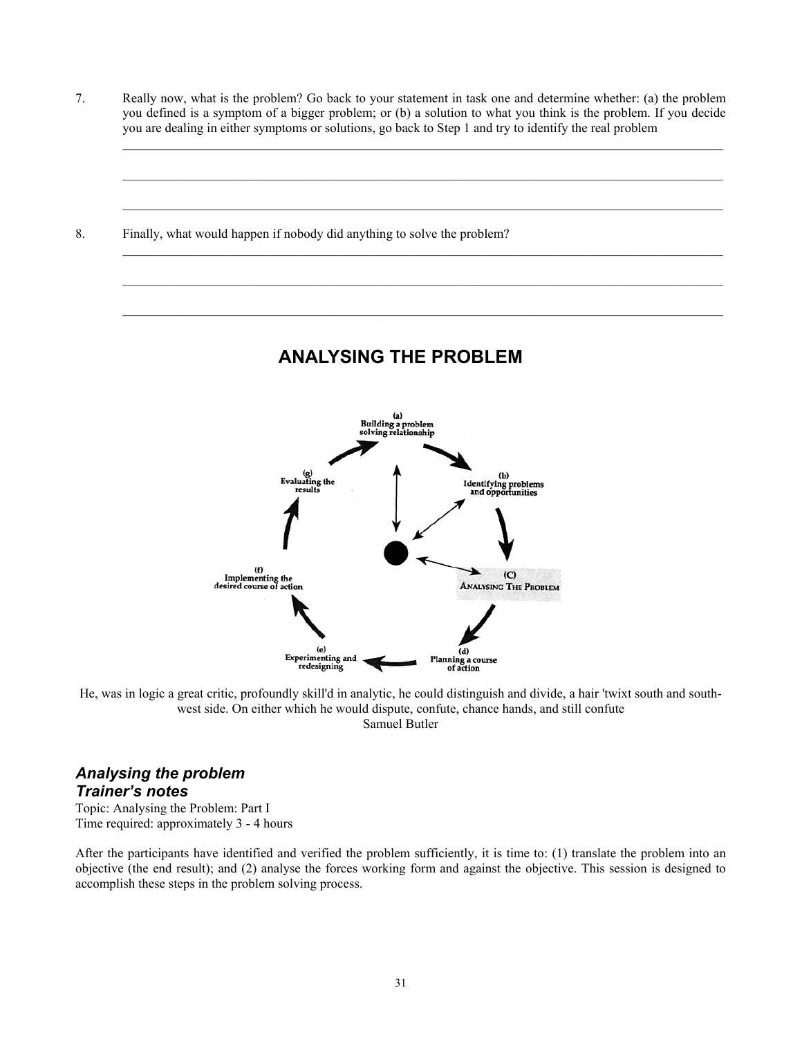7. Really now, what is the problem? Go back to your statement in task one and determine whether: (a) the problem you defined is a symptom of a bigger problem; or (b) a solution to what you think is the problem. If you decide you are dealing in either symptoms or solutions, go back to Step 1 and try to identify the real problem

____________________________________________________________

____________________________________________________________

____________________________________________________________

8. Finally, what would happen if nobody did anything to solve the problem?

____________________________________________________________

____________________________________________________________

____________________________________________________________

## ANALYSING THE PROBLEM

(a) Building a problem solving relationship

(b) Identifying problems and opportunities

(C) Analysing The Problem

(d) Planning a course of action

(e) Experimenting and redesigning

(f) Implementing the desired course of action

(g) Evaluating the results

He, was in logic a great critic, profoundly skill'd in analytic, he could distinguish and divide, a hair 'twixt south and south-west side. On either which he would dispute, confute, chance hands, and still confute
Samuel Butler

### *Analysing the problem*
### *Trainer's notes*

Topic: Analysing the Problem: Part I
Time required: approximately 3 - 4 hours

After the participants have identified and verified the problem sufficiently, it is time to: (1) translate the problem into an objective (the end result); and (2) analyse the forces working form and against the objective. This session is designed to accomplish these steps in the problem solving process.